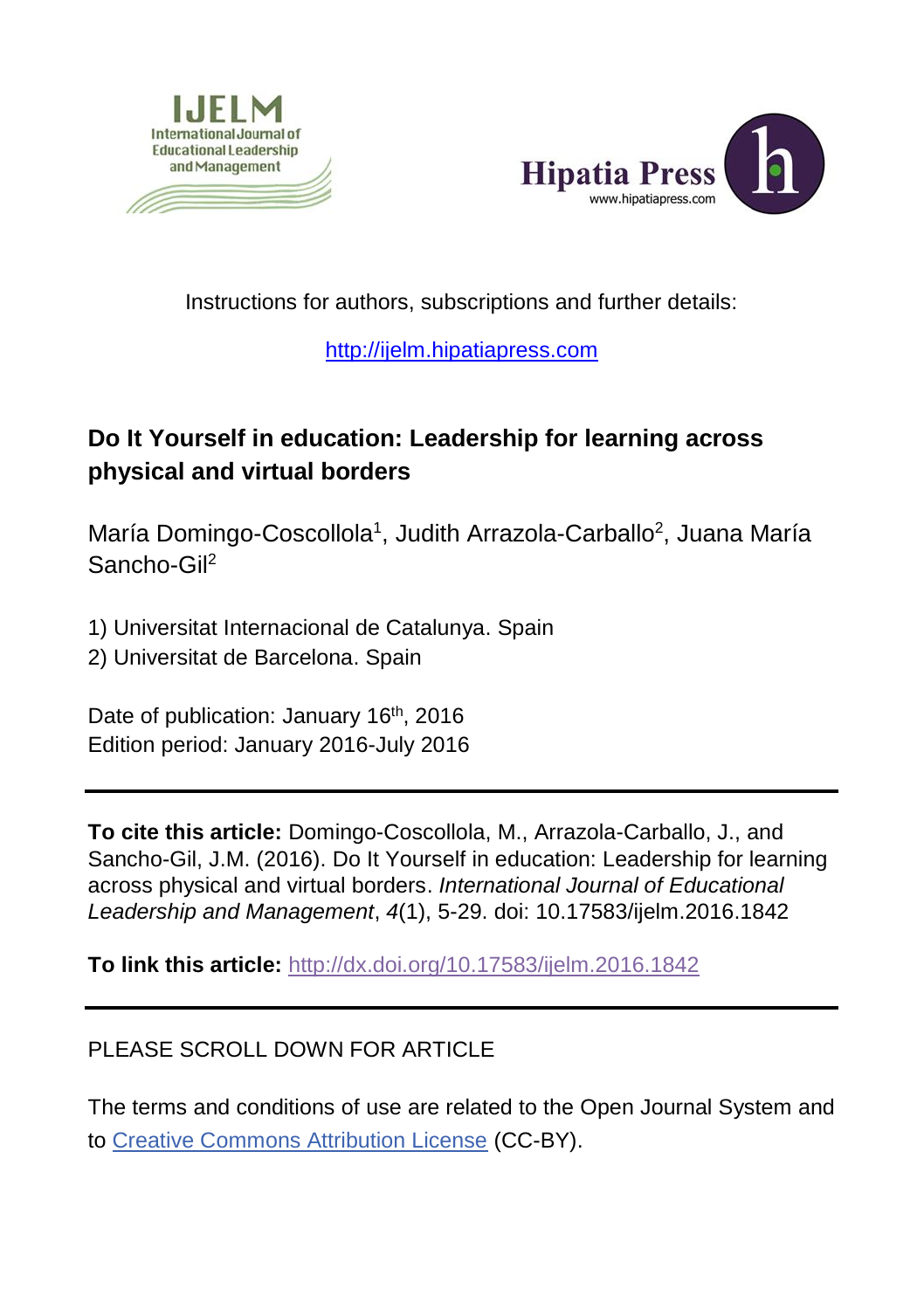Instructions for authors, subscriptions and further details:

http://ijelm.hipatiapress.com

# Do It Yourself in education: Leadership for learning across physical and virtual borders

María Domingo-Coscollola[1], Judith Arrazola-Carballo[2], Juana María Sancho-Gil[2]

1) Universitat Internacional de Catalunya. Spain
2) Universitat de Barcelona. Spain

Date of publication: January 16th, 2016
Edition period: January 2016-July 2016

---

**To cite this article:** Domingo-Coscollola, M., Arrazola-Carballo, J., and Sancho-Gil, J.M. (2016). Do It Yourself in education: Leadership for learning across physical and virtual borders. *International Journal of Educational Leadership and Management*, *4*(1), 5-29. doi: 10.17583/ijelm.2016.1842

**To link this article:** http://dx.doi.org/10.17583/ijelm.2016.1842

---

PLEASE SCROLL DOWN FOR ARTICLE

The terms and conditions of use are related to the Open Journal System and to Creative Commons Attribution License (CC-BY).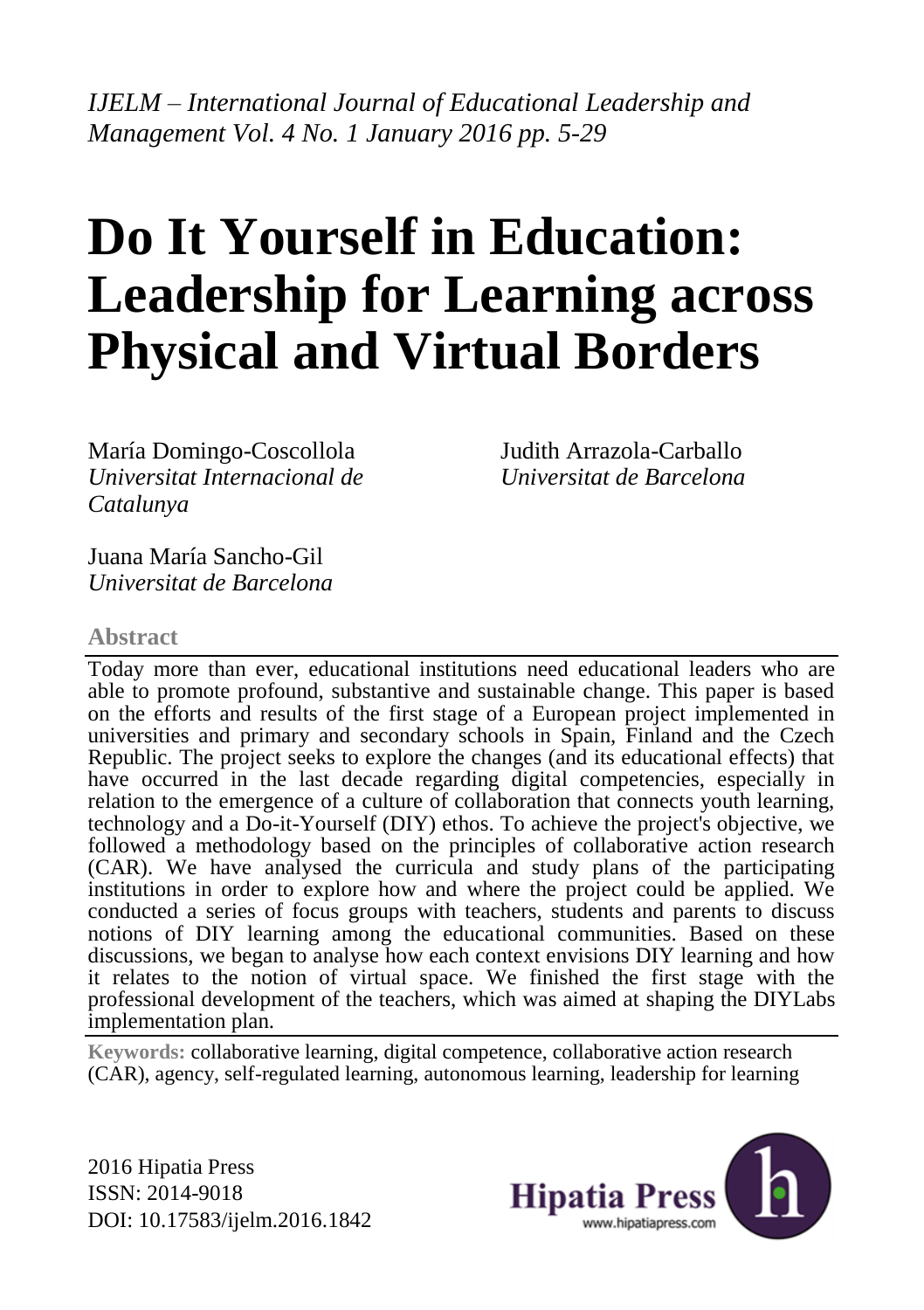*IJELM – International Journal of Educational Leadership and Management Vol. 4 No. 1 January 2016 pp. 5-29*

# Do It Yourself in Education: Leadership for Learning across Physical and Virtual Borders

María Domingo-Coscollola
*Universitat Internacional de Catalunya*

Judith Arrazola-Carballo
*Universitat de Barcelona*

Juana María Sancho-Gil
*Universitat de Barcelona*

## Abstract

Today more than ever, educational institutions need educational leaders who are able to promote profound, substantive and sustainable change. This paper is based on the efforts and results of the first stage of a European project implemented in universities and primary and secondary schools in Spain, Finland and the Czech Republic. The project seeks to explore the changes (and its educational effects) that have occurred in the last decade regarding digital competencies, especially in relation to the emergence of a culture of collaboration that connects youth learning, technology and a Do-it-Yourself (DIY) ethos. To achieve the project's objective, we followed a methodology based on the principles of collaborative action research (CAR). We have analysed the curricula and study plans of the participating institutions in order to explore how and where the project could be applied. We conducted a series of focus groups with teachers, students and parents to discuss notions of DIY learning among the educational communities. Based on these discussions, we began to analyse how each context envisions DIY learning and how it relates to the notion of virtual space. We finished the first stage with the professional development of the teachers, which was aimed at shaping the DIYLabs implementation plan.

**Keywords:** collaborative learning, digital competence, collaborative action research (CAR), agency, self-regulated learning, autonomous learning, leadership for learning

2016 Hipatia Press
ISSN: 2014-9018
DOI: 10.17583/ijelm.2016.1842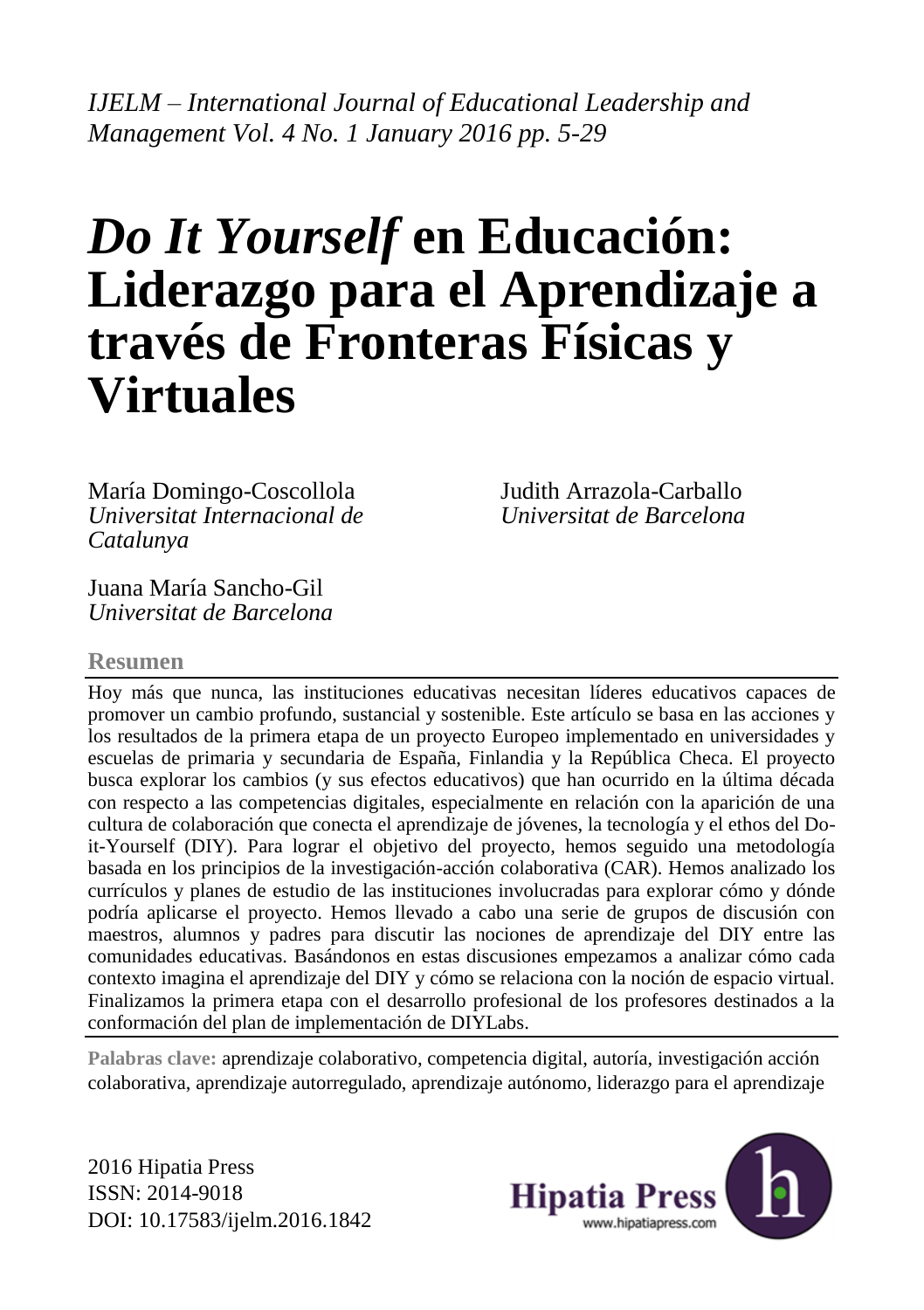*IJELM – International Journal of Educational Leadership and Management Vol. 4 No. 1 January 2016 pp. 5-29*

# *Do It Yourself* en Educación: Liderazgo para el Aprendizaje a través de Fronteras Físicas y Virtuales

María Domingo-Coscollola
*Universitat Internacional de Catalunya*

Judith Arrazola-Carballo
*Universitat de Barcelona*

Juana María Sancho-Gil
*Universitat de Barcelona*

## Resumen

Hoy más que nunca, las instituciones educativas necesitan líderes educativos capaces de promover un cambio profundo, sustancial y sostenible. Este artículo se basa en las acciones y los resultados de la primera etapa de un proyecto Europeo implementado en universidades y escuelas de primaria y secundaria de España, Finlandia y la República Checa. El proyecto busca explorar los cambios (y sus efectos educativos) que han ocurrido en la última década con respecto a las competencias digitales, especialmente en relación con la aparición de una cultura de colaboración que conecta el aprendizaje de jóvenes, la tecnología y el ethos del Do-it-Yourself (DIY). Para lograr el objetivo del proyecto, hemos seguido una metodología basada en los principios de la investigación-acción colaborativa (CAR). Hemos analizado los currículos y planes de estudio de las instituciones involucradas para explorar cómo y dónde podría aplicarse el proyecto. Hemos llevado a cabo una serie de grupos de discusión con maestros, alumnos y padres para discutir las nociones de aprendizaje del DIY entre las comunidades educativas. Basándonos en estas discusiones empezamos a analizar cómo cada contexto imagina el aprendizaje del DIY y cómo se relaciona con la noción de espacio virtual. Finalizamos la primera etapa con el desarrollo profesional de los profesores destinados a la conformación del plan de implementación de DIYLabs.

**Palabras clave:** aprendizaje colaborativo, competencia digital, autoría, investigación acción colaborativa, aprendizaje autorregulado, aprendizaje autónomo, liderazgo para el aprendizaje

2016 Hipatia Press
ISSN: 2014-9018
DOI: 10.17583/ijelm.2016.1842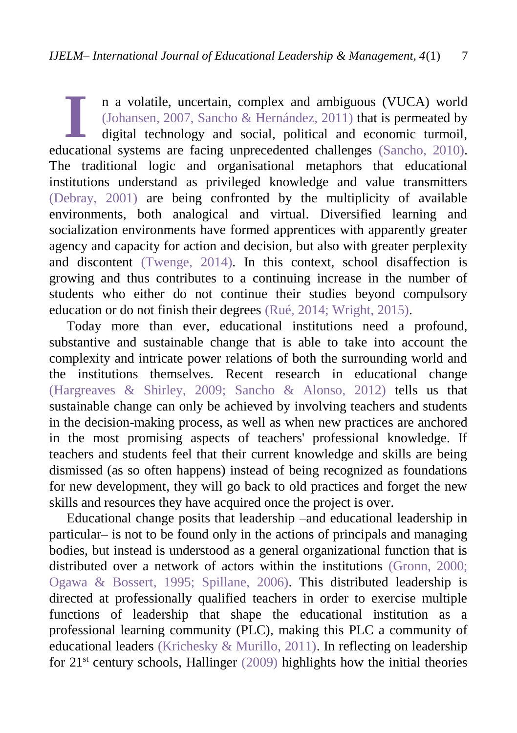In a volatile, uncertain, complex and ambiguous (VUCA) world (Johansen, 2007, Sancho & Hernández, 2011) that is permeated by digital technology and social, political and economic turmoil, educational systems are facing unprecedented challenges (Sancho, 2010). The traditional logic and organisational metaphors that educational institutions understand as privileged knowledge and value transmitters (Debray, 2001) are being confronted by the multiplicity of available environments, both analogical and virtual. Diversified learning and socialization environments have formed apprentices with apparently greater agency and capacity for action and decision, but also with greater perplexity and discontent (Twenge, 2014). In this context, school disaffection is growing and thus contributes to a continuing increase in the number of students who either do not continue their studies beyond compulsory education or do not finish their degrees (Rué, 2014; Wright, 2015).

Today more than ever, educational institutions need a profound, substantive and sustainable change that is able to take into account the complexity and intricate power relations of both the surrounding world and the institutions themselves. Recent research in educational change (Hargreaves & Shirley, 2009; Sancho & Alonso, 2012) tells us that sustainable change can only be achieved by involving teachers and students in the decision-making process, as well as when new practices are anchored in the most promising aspects of teachers' professional knowledge. If teachers and students feel that their current knowledge and skills are being dismissed (as so often happens) instead of being recognized as foundations for new development, they will go back to old practices and forget the new skills and resources they have acquired once the project is over.

Educational change posits that leadership –and educational leadership in particular– is not to be found only in the actions of principals and managing bodies, but instead is understood as a general organizational function that is distributed over a network of actors within the institutions (Gronn, 2000; Ogawa & Bossert, 1995; Spillane, 2006). This distributed leadership is directed at professionally qualified teachers in order to exercise multiple functions of leadership that shape the educational institution as a professional learning community (PLC), making this PLC a community of educational leaders (Krichesky & Murillo, 2011). In reflecting on leadership for 21st century schools, Hallinger (2009) highlights how the initial theories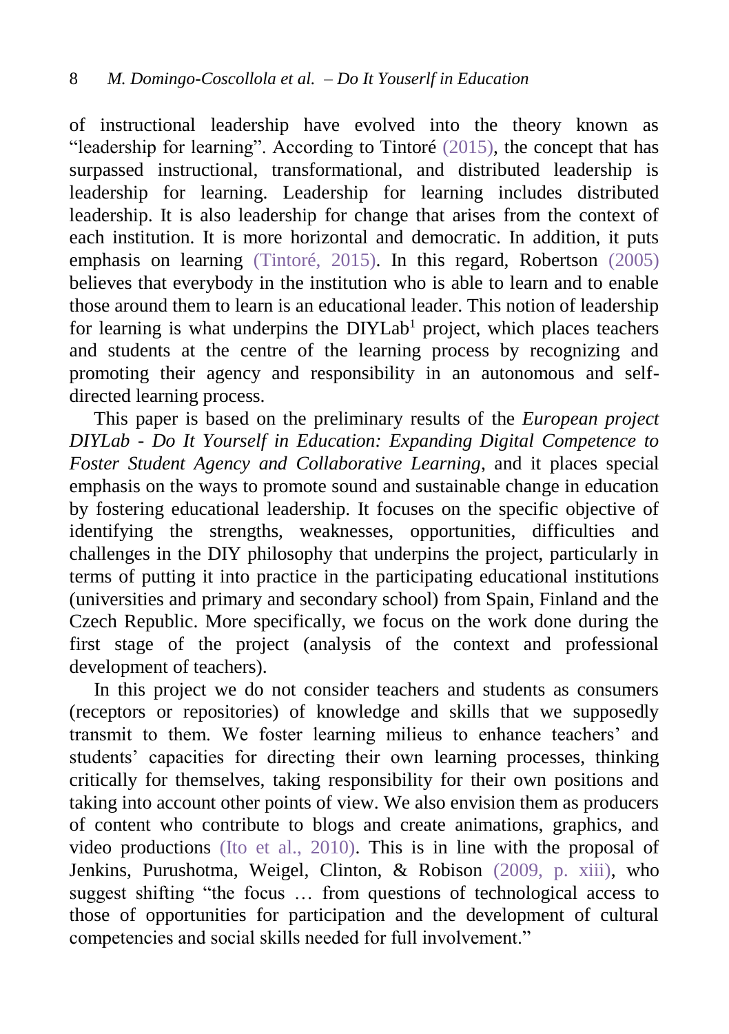of instructional leadership have evolved into the theory known as "leadership for learning". According to Tintoré (2015), the concept that has surpassed instructional, transformational, and distributed leadership is leadership for learning. Leadership for learning includes distributed leadership. It is also leadership for change that arises from the context of each institution. It is more horizontal and democratic. In addition, it puts emphasis on learning (Tintoré, 2015). In this regard, Robertson (2005) believes that everybody in the institution who is able to learn and to enable those around them to learn is an educational leader. This notion of leadership for learning is what underpins the DIYLab[1] project, which places teachers and students at the centre of the learning process by recognizing and promoting their agency and responsibility in an autonomous and self-directed learning process.

This paper is based on the preliminary results of the *European project DIYLab - Do It Yourself in Education: Expanding Digital Competence to Foster Student Agency and Collaborative Learning*, and it places special emphasis on the ways to promote sound and sustainable change in education by fostering educational leadership. It focuses on the specific objective of identifying the strengths, weaknesses, opportunities, difficulties and challenges in the DIY philosophy that underpins the project, particularly in terms of putting it into practice in the participating educational institutions (universities and primary and secondary school) from Spain, Finland and the Czech Republic. More specifically, we focus on the work done during the first stage of the project (analysis of the context and professional development of teachers).

In this project we do not consider teachers and students as consumers (receptors or repositories) of knowledge and skills that we supposedly transmit to them. We foster learning milieus to enhance teachers' and students' capacities for directing their own learning processes, thinking critically for themselves, taking responsibility for their own positions and taking into account other points of view. We also envision them as producers of content who contribute to blogs and create animations, graphics, and video productions (Ito et al., 2010). This is in line with the proposal of Jenkins, Purushotma, Weigel, Clinton, & Robison (2009, p. xiii), who suggest shifting "the focus … from questions of technological access to those of opportunities for participation and the development of cultural competencies and social skills needed for full involvement."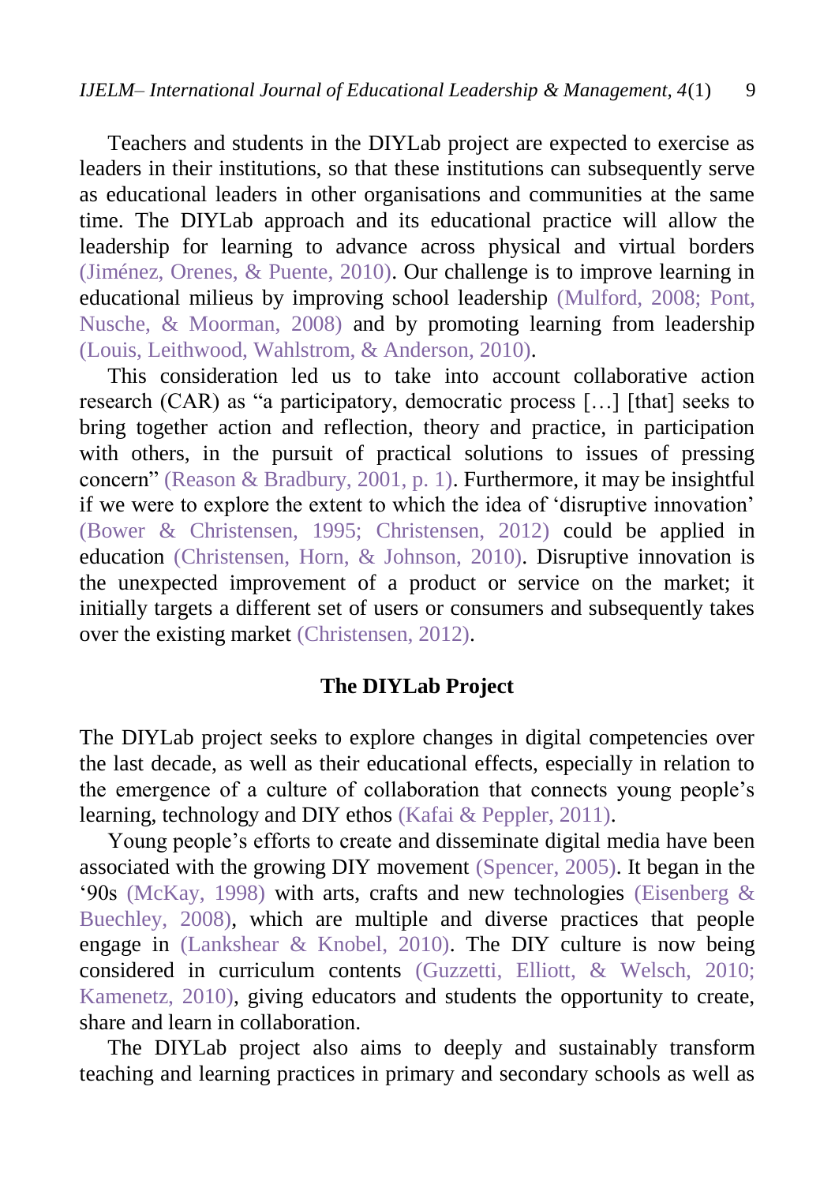Teachers and students in the DIYLab project are expected to exercise as leaders in their institutions, so that these institutions can subsequently serve as educational leaders in other organisations and communities at the same time. The DIYLab approach and its educational practice will allow the leadership for learning to advance across physical and virtual borders (Jiménez, Orenes, & Puente, 2010). Our challenge is to improve learning in educational milieus by improving school leadership (Mulford, 2008; Pont, Nusche, & Moorman, 2008) and by promoting learning from leadership (Louis, Leithwood, Wahlstrom, & Anderson, 2010).

This consideration led us to take into account collaborative action research (CAR) as "a participatory, democratic process […] [that] seeks to bring together action and reflection, theory and practice, in participation with others, in the pursuit of practical solutions to issues of pressing concern" (Reason & Bradbury, 2001, p. 1). Furthermore, it may be insightful if we were to explore the extent to which the idea of 'disruptive innovation' (Bower & Christensen, 1995; Christensen, 2012) could be applied in education (Christensen, Horn, & Johnson, 2010). Disruptive innovation is the unexpected improvement of a product or service on the market; it initially targets a different set of users or consumers and subsequently takes over the existing market (Christensen, 2012).

## The DIYLab Project

The DIYLab project seeks to explore changes in digital competencies over the last decade, as well as their educational effects, especially in relation to the emergence of a culture of collaboration that connects young people's learning, technology and DIY ethos (Kafai & Peppler, 2011).

Young people's efforts to create and disseminate digital media have been associated with the growing DIY movement (Spencer, 2005). It began in the '90s (McKay, 1998) with arts, crafts and new technologies (Eisenberg & Buechley, 2008), which are multiple and diverse practices that people engage in (Lankshear & Knobel, 2010). The DIY culture is now being considered in curriculum contents (Guzzetti, Elliott, & Welsch, 2010; Kamenetz, 2010), giving educators and students the opportunity to create, share and learn in collaboration.

The DIYLab project also aims to deeply and sustainably transform teaching and learning practices in primary and secondary schools as well as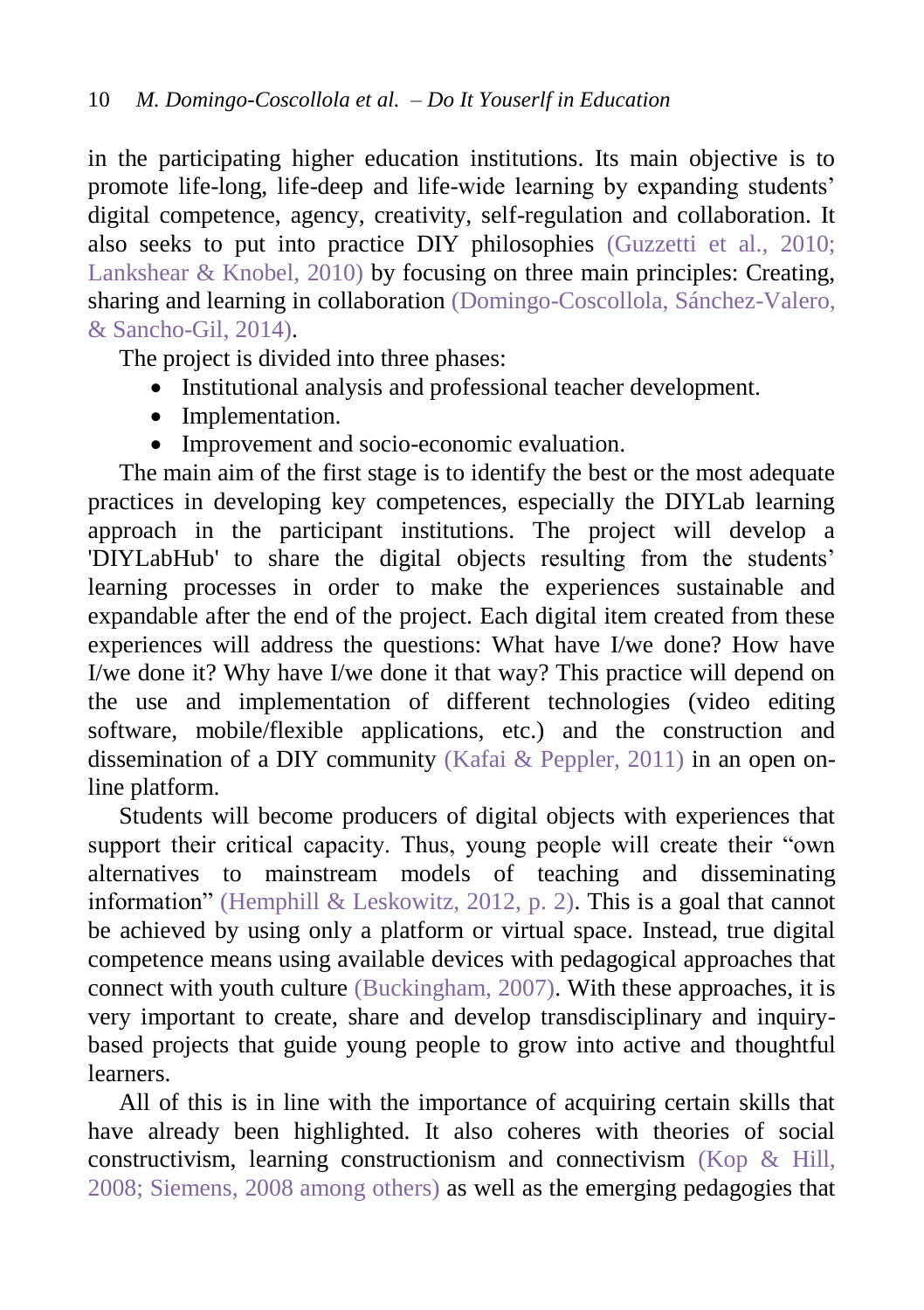in the participating higher education institutions. Its main objective is to promote life-long, life-deep and life-wide learning by expanding students' digital competence, agency, creativity, self-regulation and collaboration. It also seeks to put into practice DIY philosophies (Guzzetti et al., 2010; Lankshear & Knobel, 2010) by focusing on three main principles: Creating, sharing and learning in collaboration (Domingo-Coscollola, Sánchez-Valero, & Sancho-Gil, 2014).

The project is divided into three phases:

- Institutional analysis and professional teacher development.
- Implementation.
- Improvement and socio-economic evaluation.

The main aim of the first stage is to identify the best or the most adequate practices in developing key competences, especially the DIYLab learning approach in the participant institutions. The project will develop a 'DIYLabHub' to share the digital objects resulting from the students' learning processes in order to make the experiences sustainable and expandable after the end of the project. Each digital item created from these experiences will address the questions: What have I/we done? How have I/we done it? Why have I/we done it that way? This practice will depend on the use and implementation of different technologies (video editing software, mobile/flexible applications, etc.) and the construction and dissemination of a DIY community (Kafai & Peppler, 2011) in an open on-line platform.

Students will become producers of digital objects with experiences that support their critical capacity. Thus, young people will create their "own alternatives to mainstream models of teaching and disseminating information" (Hemphill & Leskowitz, 2012, p. 2). This is a goal that cannot be achieved by using only a platform or virtual space. Instead, true digital competence means using available devices with pedagogical approaches that connect with youth culture (Buckingham, 2007). With these approaches, it is very important to create, share and develop transdisciplinary and inquiry-based projects that guide young people to grow into active and thoughtful learners.

All of this is in line with the importance of acquiring certain skills that have already been highlighted. It also coheres with theories of social constructivism, learning constructionism and connectivism (Kop & Hill, 2008; Siemens, 2008 among others) as well as the emerging pedagogies that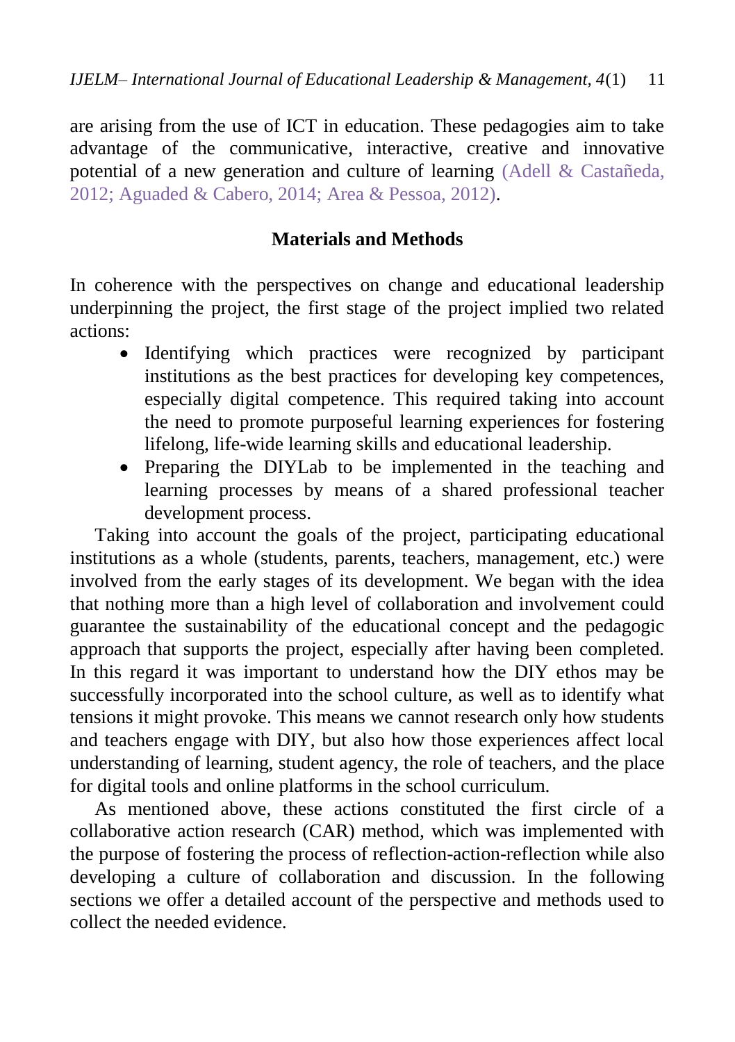are arising from the use of ICT in education. These pedagogies aim to take advantage of the communicative, interactive, creative and innovative potential of a new generation and culture of learning (Adell & Castañeda, 2012; Aguaded & Cabero, 2014; Area & Pessoa, 2012).

## Materials and Methods

In coherence with the perspectives on change and educational leadership underpinning the project, the first stage of the project implied two related actions:

- Identifying which practices were recognized by participant institutions as the best practices for developing key competences, especially digital competence. This required taking into account the need to promote purposeful learning experiences for fostering lifelong, life-wide learning skills and educational leadership.
- Preparing the DIYLab to be implemented in the teaching and learning processes by means of a shared professional teacher development process.

Taking into account the goals of the project, participating educational institutions as a whole (students, parents, teachers, management, etc.) were involved from the early stages of its development. We began with the idea that nothing more than a high level of collaboration and involvement could guarantee the sustainability of the educational concept and the pedagogic approach that supports the project, especially after having been completed. In this regard it was important to understand how the DIY ethos may be successfully incorporated into the school culture, as well as to identify what tensions it might provoke. This means we cannot research only how students and teachers engage with DIY, but also how those experiences affect local understanding of learning, student agency, the role of teachers, and the place for digital tools and online platforms in the school curriculum.

As mentioned above, these actions constituted the first circle of a collaborative action research (CAR) method, which was implemented with the purpose of fostering the process of reflection-action-reflection while also developing a culture of collaboration and discussion. In the following sections we offer a detailed account of the perspective and methods used to collect the needed evidence.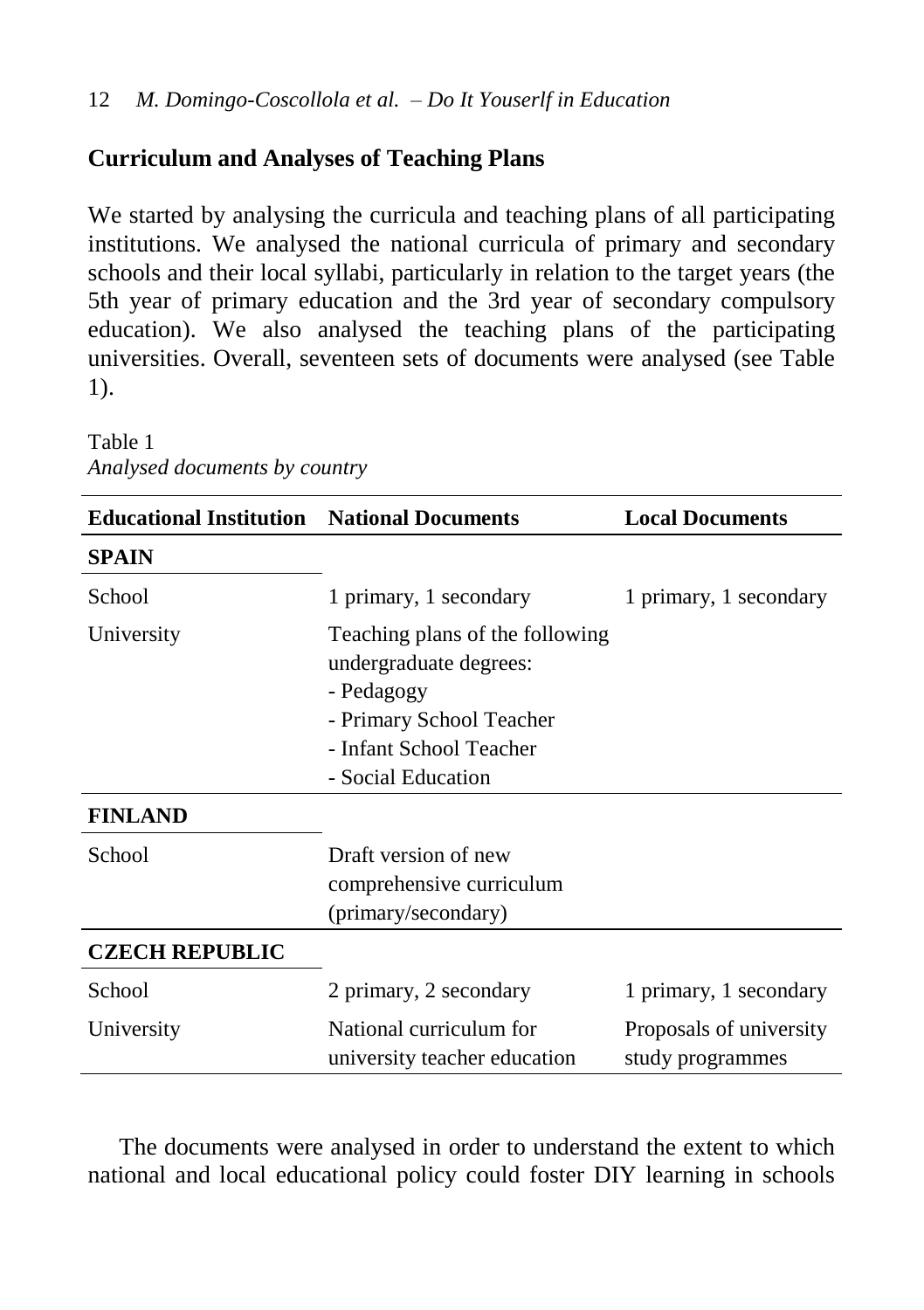## Curriculum and Analyses of Teaching Plans

We started by analysing the curricula and teaching plans of all participating institutions. We analysed the national curricula of primary and secondary schools and their local syllabi, particularly in relation to the target years (the 5th year of primary education and the 3rd year of secondary compulsory education). We also analysed the teaching plans of the participating universities. Overall, seventeen sets of documents were analysed (see Table 1).

Table 1
*Analysed documents by country*

| Educational Institution | National Documents | Local Documents |
|---|---|---|
| **SPAIN** | | |
| School | 1 primary, 1 secondary | 1 primary, 1 secondary |
| University | Teaching plans of the following undergraduate degrees:<br>- Pedagogy<br>- Primary School Teacher<br>- Infant School Teacher<br>- Social Education | |
| **FINLAND** | | |
| School | Draft version of new comprehensive curriculum (primary/secondary) | |
| **CZECH REPUBLIC** | | |
| School | 2 primary, 2 secondary | 1 primary, 1 secondary |
| University | National curriculum for university teacher education | Proposals of university study programmes |

The documents were analysed in order to understand the extent to which national and local educational policy could foster DIY learning in schools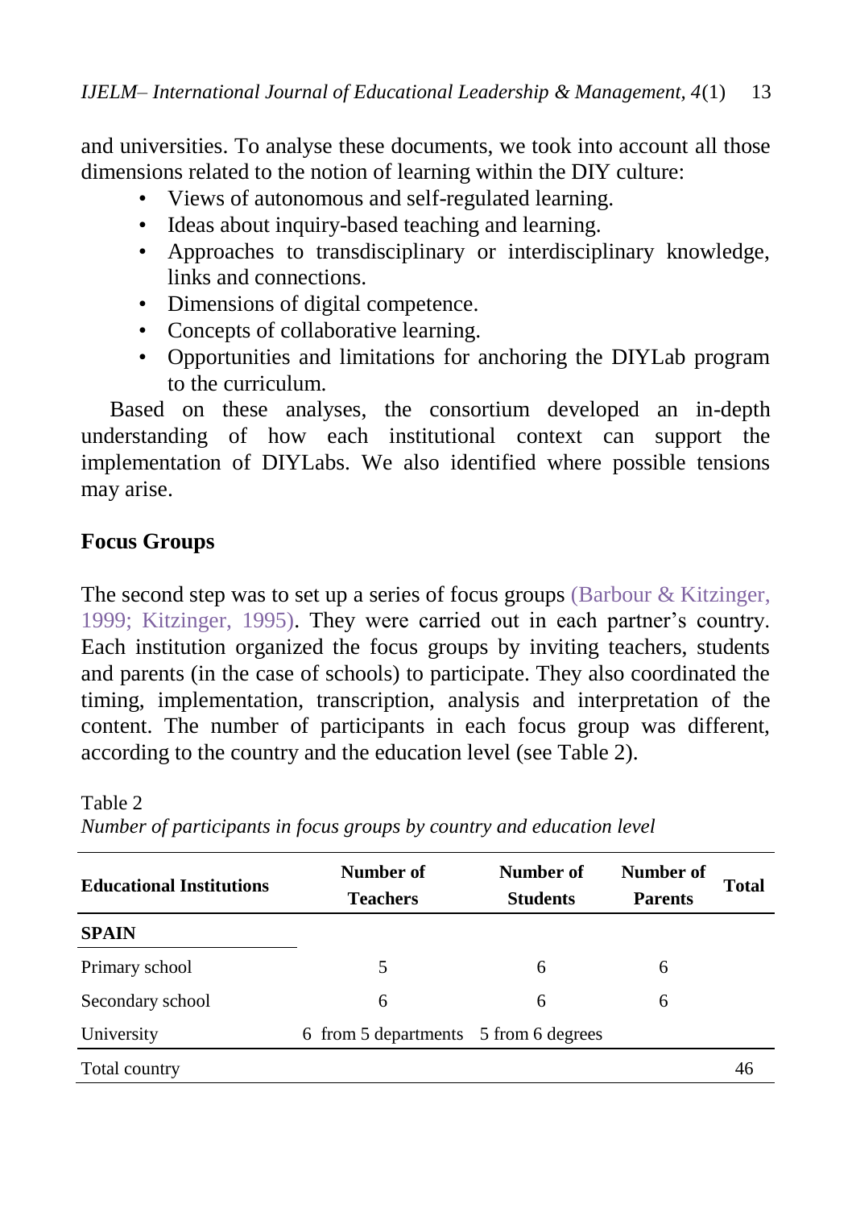and universities. To analyse these documents, we took into account all those dimensions related to the notion of learning within the DIY culture:

- Views of autonomous and self-regulated learning.
- Ideas about inquiry-based teaching and learning.
- Approaches to transdisciplinary or interdisciplinary knowledge, links and connections.
- Dimensions of digital competence.
- Concepts of collaborative learning.
- Opportunities and limitations for anchoring the DIYLab program to the curriculum.

Based on these analyses, the consortium developed an in-depth understanding of how each institutional context can support the implementation of DIYLabs. We also identified where possible tensions may arise.

## Focus Groups

The second step was to set up a series of focus groups (Barbour & Kitzinger, 1999; Kitzinger, 1995). They were carried out in each partner's country. Each institution organized the focus groups by inviting teachers, students and parents (in the case of schools) to participate. They also coordinated the timing, implementation, transcription, analysis and interpretation of the content. The number of participants in each focus group was different, according to the country and the education level (see Table 2).

Table 2
*Number of participants in focus groups by country and education level*

| Educational Institutions | Number of Teachers | Number of Students | Number of Parents | Total |
|---|---|---|---|---|
| **SPAIN** | | | | |
| Primary school | 5 | 6 | 6 | |
| Secondary school | 6 | 6 | 6 | |
| University | 6 from 5 departments | 5 from 6 degrees | | |
| Total country | | | | 46 |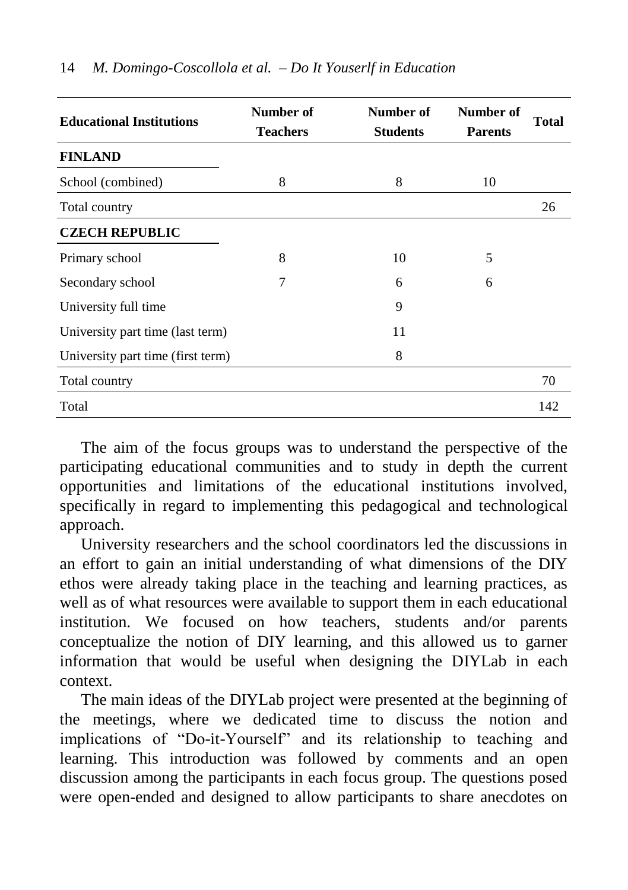| Educational Institutions | Number of Teachers | Number of Students | Number of Parents | Total |
|---|---|---|---|---|
| **FINLAND** | | | | |
| School (combined) | 8 | 8 | 10 | |
| Total country | | | | 26 |
| **CZECH REPUBLIC** | | | | |
| Primary school | 8 | 10 | 5 | |
| Secondary school | 7 | 6 | 6 | |
| University full time | | 9 | | |
| University part time (last term) | | 11 | | |
| University part time (first term) | | 8 | | |
| Total country | | | | 70 |
| Total | | | | 142 |

The aim of the focus groups was to understand the perspective of the participating educational communities and to study in depth the current opportunities and limitations of the educational institutions involved, specifically in regard to implementing this pedagogical and technological approach.

University researchers and the school coordinators led the discussions in an effort to gain an initial understanding of what dimensions of the DIY ethos were already taking place in the teaching and learning practices, as well as of what resources were available to support them in each educational institution. We focused on how teachers, students and/or parents conceptualize the notion of DIY learning, and this allowed us to garner information that would be useful when designing the DIYLab in each context.

The main ideas of the DIYLab project were presented at the beginning of the meetings, where we dedicated time to discuss the notion and implications of "Do-it-Yourself" and its relationship to teaching and learning. This introduction was followed by comments and an open discussion among the participants in each focus group. The questions posed were open-ended and designed to allow participants to share anecdotes on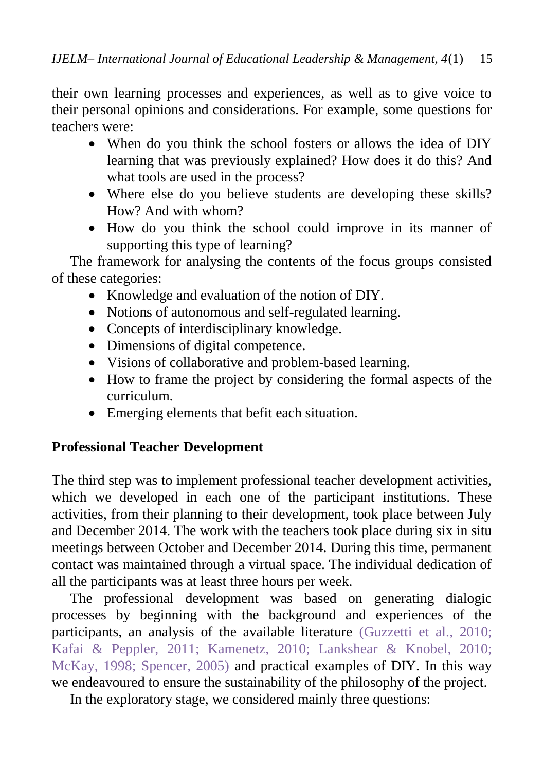their own learning processes and experiences, as well as to give voice to their personal opinions and considerations. For example, some questions for teachers were:

- When do you think the school fosters or allows the idea of DIY learning that was previously explained? How does it do this? And what tools are used in the process?
- Where else do you believe students are developing these skills? How? And with whom?
- How do you think the school could improve in its manner of supporting this type of learning?

The framework for analysing the contents of the focus groups consisted of these categories:

- Knowledge and evaluation of the notion of DIY.
- Notions of autonomous and self-regulated learning.
- Concepts of interdisciplinary knowledge.
- Dimensions of digital competence.
- Visions of collaborative and problem-based learning.
- How to frame the project by considering the formal aspects of the curriculum.
- Emerging elements that befit each situation.

**Professional Teacher Development**

The third step was to implement professional teacher development activities, which we developed in each one of the participant institutions. These activities, from their planning to their development, took place between July and December 2014. The work with the teachers took place during six in situ meetings between October and December 2014. During this time, permanent contact was maintained through a virtual space. The individual dedication of all the participants was at least three hours per week.

The professional development was based on generating dialogic processes by beginning with the background and experiences of the participants, an analysis of the available literature (Guzzetti et al., 2010; Kafai & Peppler, 2011; Kamenetz, 2010; Lankshear & Knobel, 2010; McKay, 1998; Spencer, 2005) and practical examples of DIY. In this way we endeavoured to ensure the sustainability of the philosophy of the project.

In the exploratory stage, we considered mainly three questions: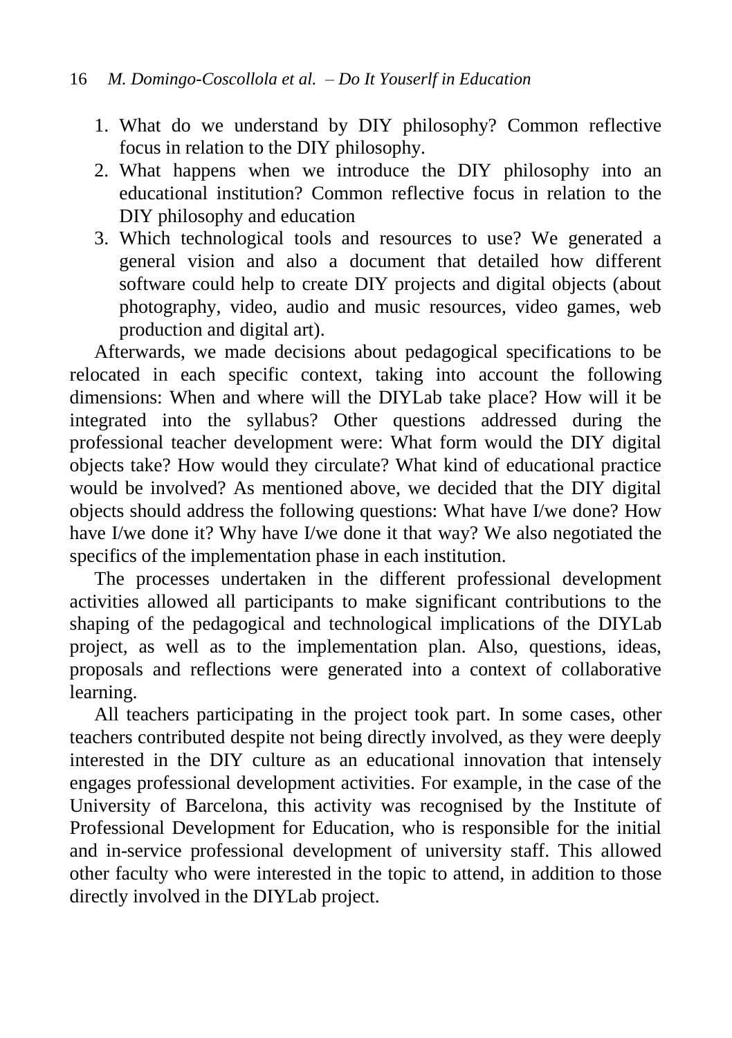1. What do we understand by DIY philosophy? Common reflective focus in relation to the DIY philosophy.
2. What happens when we introduce the DIY philosophy into an educational institution? Common reflective focus in relation to the DIY philosophy and education
3. Which technological tools and resources to use? We generated a general vision and also a document that detailed how different software could help to create DIY projects and digital objects (about photography, video, audio and music resources, video games, web production and digital art).

Afterwards, we made decisions about pedagogical specifications to be relocated in each specific context, taking into account the following dimensions: When and where will the DIYLab take place? How will it be integrated into the syllabus? Other questions addressed during the professional teacher development were: What form would the DIY digital objects take? How would they circulate? What kind of educational practice would be involved? As mentioned above, we decided that the DIY digital objects should address the following questions: What have I/we done? How have I/we done it? Why have I/we done it that way? We also negotiated the specifics of the implementation phase in each institution.

The processes undertaken in the different professional development activities allowed all participants to make significant contributions to the shaping of the pedagogical and technological implications of the DIYLab project, as well as to the implementation plan. Also, questions, ideas, proposals and reflections were generated into a context of collaborative learning.

All teachers participating in the project took part. In some cases, other teachers contributed despite not being directly involved, as they were deeply interested in the DIY culture as an educational innovation that intensely engages professional development activities. For example, in the case of the University of Barcelona, this activity was recognised by the Institute of Professional Development for Education, who is responsible for the initial and in-service professional development of university staff. This allowed other faculty who were interested in the topic to attend, in addition to those directly involved in the DIYLab project.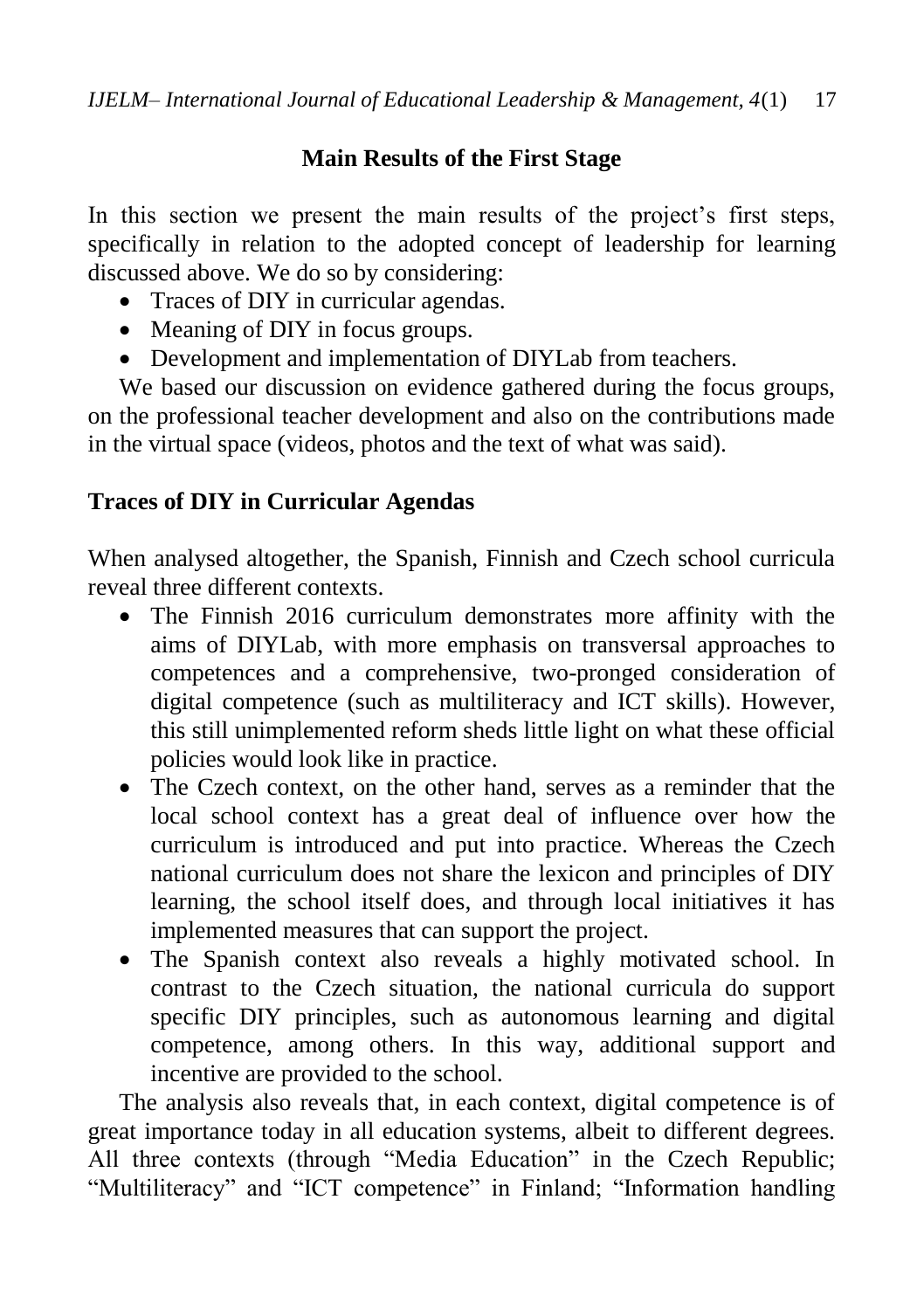## Main Results of the First Stage

In this section we present the main results of the project's first steps, specifically in relation to the adopted concept of leadership for learning discussed above. We do so by considering:

- Traces of DIY in curricular agendas.
- Meaning of DIY in focus groups.
- Development and implementation of DIYLab from teachers.

We based our discussion on evidence gathered during the focus groups, on the professional teacher development and also on the contributions made in the virtual space (videos, photos and the text of what was said).

### Traces of DIY in Curricular Agendas

When analysed altogether, the Spanish, Finnish and Czech school curricula reveal three different contexts.

- The Finnish 2016 curriculum demonstrates more affinity with the aims of DIYLab, with more emphasis on transversal approaches to competences and a comprehensive, two-pronged consideration of digital competence (such as multiliteracy and ICT skills). However, this still unimplemented reform sheds little light on what these official policies would look like in practice.
- The Czech context, on the other hand, serves as a reminder that the local school context has a great deal of influence over how the curriculum is introduced and put into practice. Whereas the Czech national curriculum does not share the lexicon and principles of DIY learning, the school itself does, and through local initiatives it has implemented measures that can support the project.
- The Spanish context also reveals a highly motivated school. In contrast to the Czech situation, the national curricula do support specific DIY principles, such as autonomous learning and digital competence, among others. In this way, additional support and incentive are provided to the school.

The analysis also reveals that, in each context, digital competence is of great importance today in all education systems, albeit to different degrees. All three contexts (through "Media Education" in the Czech Republic; "Multiliteracy" and "ICT competence" in Finland; "Information handling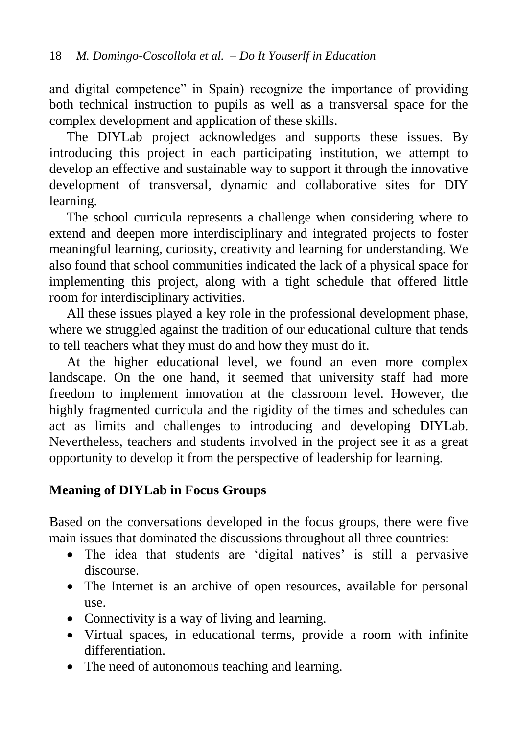and digital competence" in Spain) recognize the importance of providing both technical instruction to pupils as well as a transversal space for the complex development and application of these skills.

The DIYLab project acknowledges and supports these issues. By introducing this project in each participating institution, we attempt to develop an effective and sustainable way to support it through the innovative development of transversal, dynamic and collaborative sites for DIY learning.

The school curricula represents a challenge when considering where to extend and deepen more interdisciplinary and integrated projects to foster meaningful learning, curiosity, creativity and learning for understanding. We also found that school communities indicated the lack of a physical space for implementing this project, along with a tight schedule that offered little room for interdisciplinary activities.

All these issues played a key role in the professional development phase, where we struggled against the tradition of our educational culture that tends to tell teachers what they must do and how they must do it.

At the higher educational level, we found an even more complex landscape. On the one hand, it seemed that university staff had more freedom to implement innovation at the classroom level. However, the highly fragmented curricula and the rigidity of the times and schedules can act as limits and challenges to introducing and developing DIYLab. Nevertheless, teachers and students involved in the project see it as a great opportunity to develop it from the perspective of leadership for learning.

## Meaning of DIYLab in Focus Groups

Based on the conversations developed in the focus groups, there were five main issues that dominated the discussions throughout all three countries:

- The idea that students are 'digital natives' is still a pervasive discourse.
- The Internet is an archive of open resources, available for personal use.
- Connectivity is a way of living and learning.
- Virtual spaces, in educational terms, provide a room with infinite differentiation.
- The need of autonomous teaching and learning.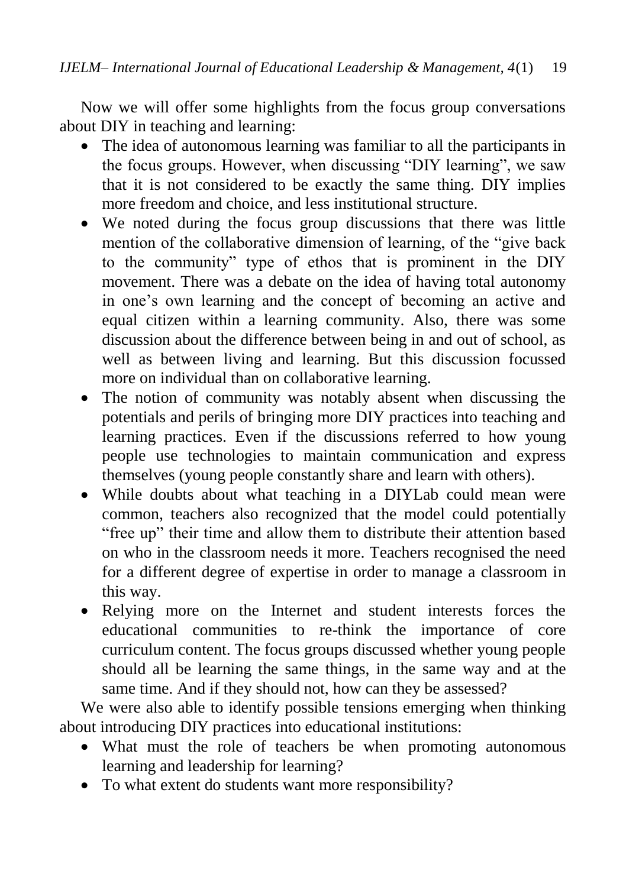Now we will offer some highlights from the focus group conversations about DIY in teaching and learning:

- The idea of autonomous learning was familiar to all the participants in the focus groups. However, when discussing "DIY learning", we saw that it is not considered to be exactly the same thing. DIY implies more freedom and choice, and less institutional structure.
- We noted during the focus group discussions that there was little mention of the collaborative dimension of learning, of the "give back to the community" type of ethos that is prominent in the DIY movement. There was a debate on the idea of having total autonomy in one's own learning and the concept of becoming an active and equal citizen within a learning community. Also, there was some discussion about the difference between being in and out of school, as well as between living and learning. But this discussion focussed more on individual than on collaborative learning.
- The notion of community was notably absent when discussing the potentials and perils of bringing more DIY practices into teaching and learning practices. Even if the discussions referred to how young people use technologies to maintain communication and express themselves (young people constantly share and learn with others).
- While doubts about what teaching in a DIYLab could mean were common, teachers also recognized that the model could potentially "free up" their time and allow them to distribute their attention based on who in the classroom needs it more. Teachers recognised the need for a different degree of expertise in order to manage a classroom in this way.
- Relying more on the Internet and student interests forces the educational communities to re-think the importance of core curriculum content. The focus groups discussed whether young people should all be learning the same things, in the same way and at the same time. And if they should not, how can they be assessed?

We were also able to identify possible tensions emerging when thinking about introducing DIY practices into educational institutions:

- What must the role of teachers be when promoting autonomous learning and leadership for learning?
- To what extent do students want more responsibility?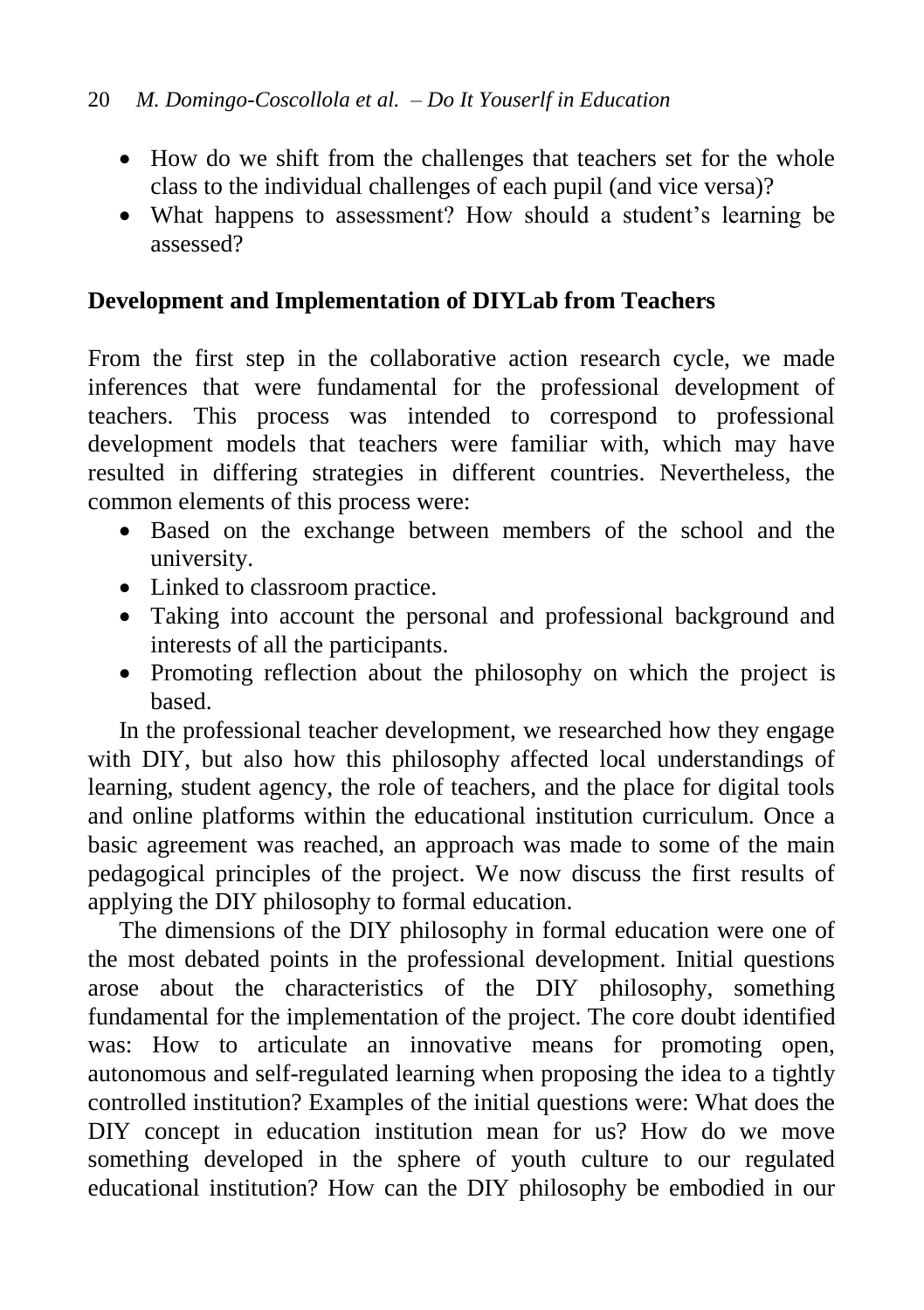- How do we shift from the challenges that teachers set for the whole class to the individual challenges of each pupil (and vice versa)?
- What happens to assessment? How should a student's learning be assessed?

## Development and Implementation of DIYLab from Teachers

From the first step in the collaborative action research cycle, we made inferences that were fundamental for the professional development of teachers. This process was intended to correspond to professional development models that teachers were familiar with, which may have resulted in differing strategies in different countries. Nevertheless, the common elements of this process were:

- Based on the exchange between members of the school and the university.
- Linked to classroom practice.
- Taking into account the personal and professional background and interests of all the participants.
- Promoting reflection about the philosophy on which the project is based.

In the professional teacher development, we researched how they engage with DIY, but also how this philosophy affected local understandings of learning, student agency, the role of teachers, and the place for digital tools and online platforms within the educational institution curriculum. Once a basic agreement was reached, an approach was made to some of the main pedagogical principles of the project. We now discuss the first results of applying the DIY philosophy to formal education.

The dimensions of the DIY philosophy in formal education were one of the most debated points in the professional development. Initial questions arose about the characteristics of the DIY philosophy, something fundamental for the implementation of the project. The core doubt identified was: How to articulate an innovative means for promoting open, autonomous and self-regulated learning when proposing the idea to a tightly controlled institution? Examples of the initial questions were: What does the DIY concept in education institution mean for us? How do we move something developed in the sphere of youth culture to our regulated educational institution? How can the DIY philosophy be embodied in our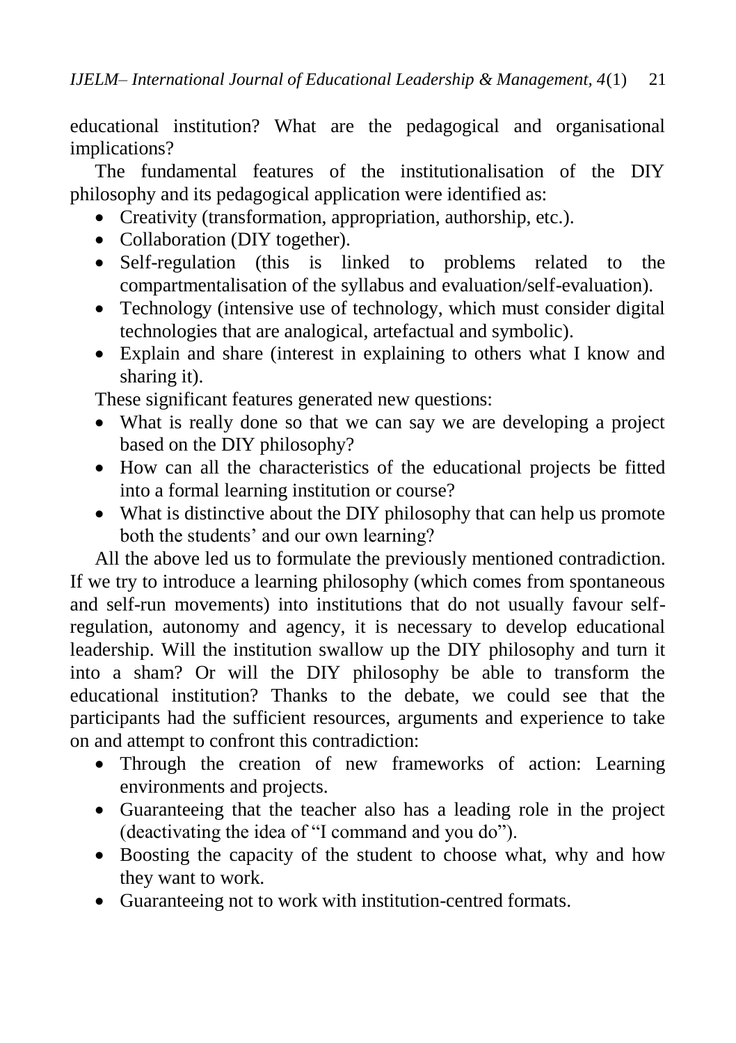educational institution? What are the pedagogical and organisational implications?

The fundamental features of the institutionalisation of the DIY philosophy and its pedagogical application were identified as:

- Creativity (transformation, appropriation, authorship, etc.).
- Collaboration (DIY together).
- Self-regulation (this is linked to problems related to the compartmentalisation of the syllabus and evaluation/self-evaluation).
- Technology (intensive use of technology, which must consider digital technologies that are analogical, artefactual and symbolic).
- Explain and share (interest in explaining to others what I know and sharing it).

These significant features generated new questions:

- What is really done so that we can say we are developing a project based on the DIY philosophy?
- How can all the characteristics of the educational projects be fitted into a formal learning institution or course?
- What is distinctive about the DIY philosophy that can help us promote both the students' and our own learning?

All the above led us to formulate the previously mentioned contradiction. If we try to introduce a learning philosophy (which comes from spontaneous and self-run movements) into institutions that do not usually favour self-regulation, autonomy and agency, it is necessary to develop educational leadership. Will the institution swallow up the DIY philosophy and turn it into a sham? Or will the DIY philosophy be able to transform the educational institution? Thanks to the debate, we could see that the participants had the sufficient resources, arguments and experience to take on and attempt to confront this contradiction:

- Through the creation of new frameworks of action: Learning environments and projects.
- Guaranteeing that the teacher also has a leading role in the project (deactivating the idea of "I command and you do").
- Boosting the capacity of the student to choose what, why and how they want to work.
- Guaranteeing not to work with institution-centred formats.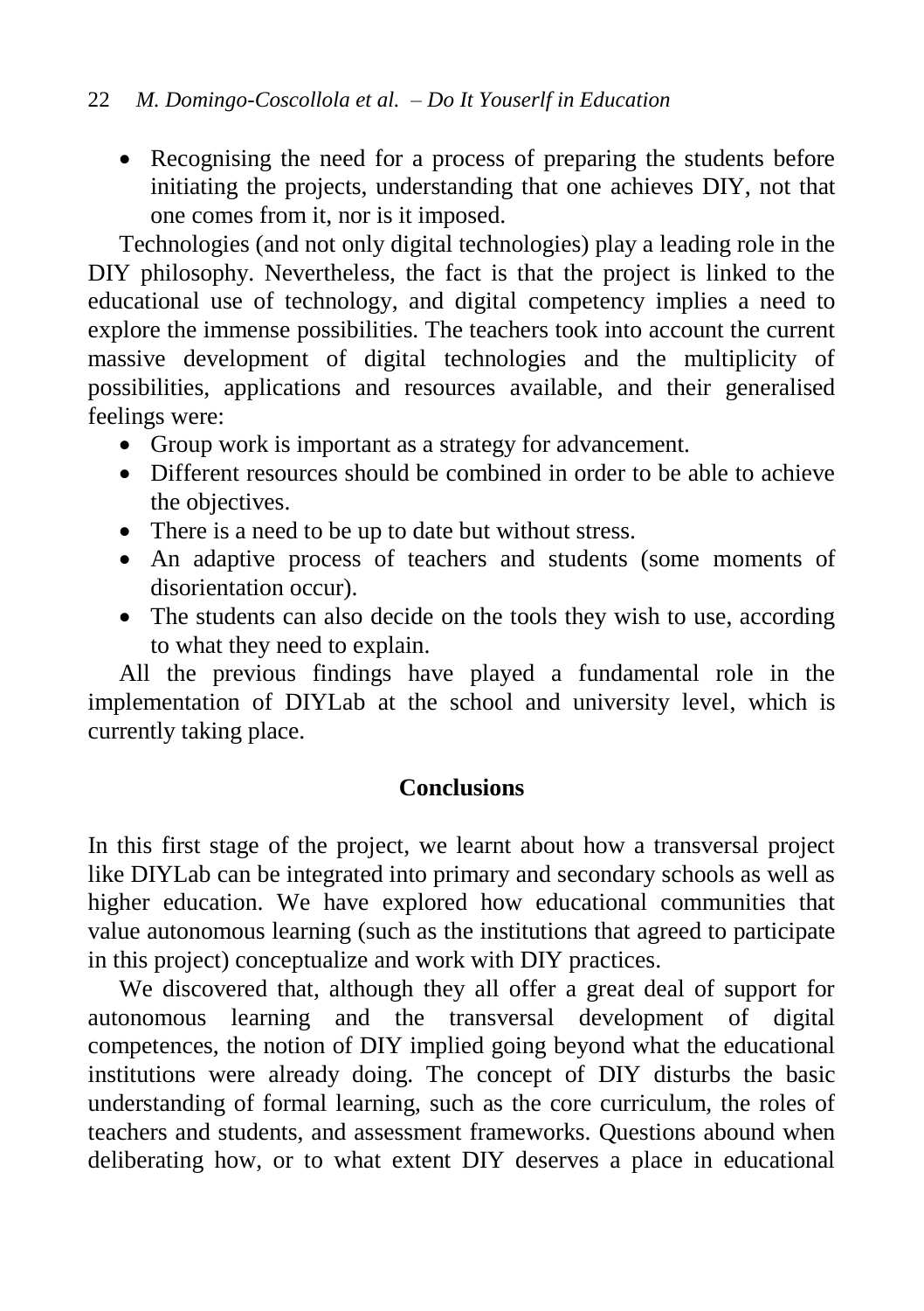- Recognising the need for a process of preparing the students before initiating the projects, understanding that one achieves DIY, not that one comes from it, nor is it imposed.

Technologies (and not only digital technologies) play a leading role in the DIY philosophy. Nevertheless, the fact is that the project is linked to the educational use of technology, and digital competency implies a need to explore the immense possibilities. The teachers took into account the current massive development of digital technologies and the multiplicity of possibilities, applications and resources available, and their generalised feelings were:

- Group work is important as a strategy for advancement.
- Different resources should be combined in order to be able to achieve the objectives.
- There is a need to be up to date but without stress.
- An adaptive process of teachers and students (some moments of disorientation occur).
- The students can also decide on the tools they wish to use, according to what they need to explain.

All the previous findings have played a fundamental role in the implementation of DIYLab at the school and university level, which is currently taking place.

## Conclusions

In this first stage of the project, we learnt about how a transversal project like DIYLab can be integrated into primary and secondary schools as well as higher education. We have explored how educational communities that value autonomous learning (such as the institutions that agreed to participate in this project) conceptualize and work with DIY practices.

We discovered that, although they all offer a great deal of support for autonomous learning and the transversal development of digital competences, the notion of DIY implied going beyond what the educational institutions were already doing. The concept of DIY disturbs the basic understanding of formal learning, such as the core curriculum, the roles of teachers and students, and assessment frameworks. Questions abound when deliberating how, or to what extent DIY deserves a place in educational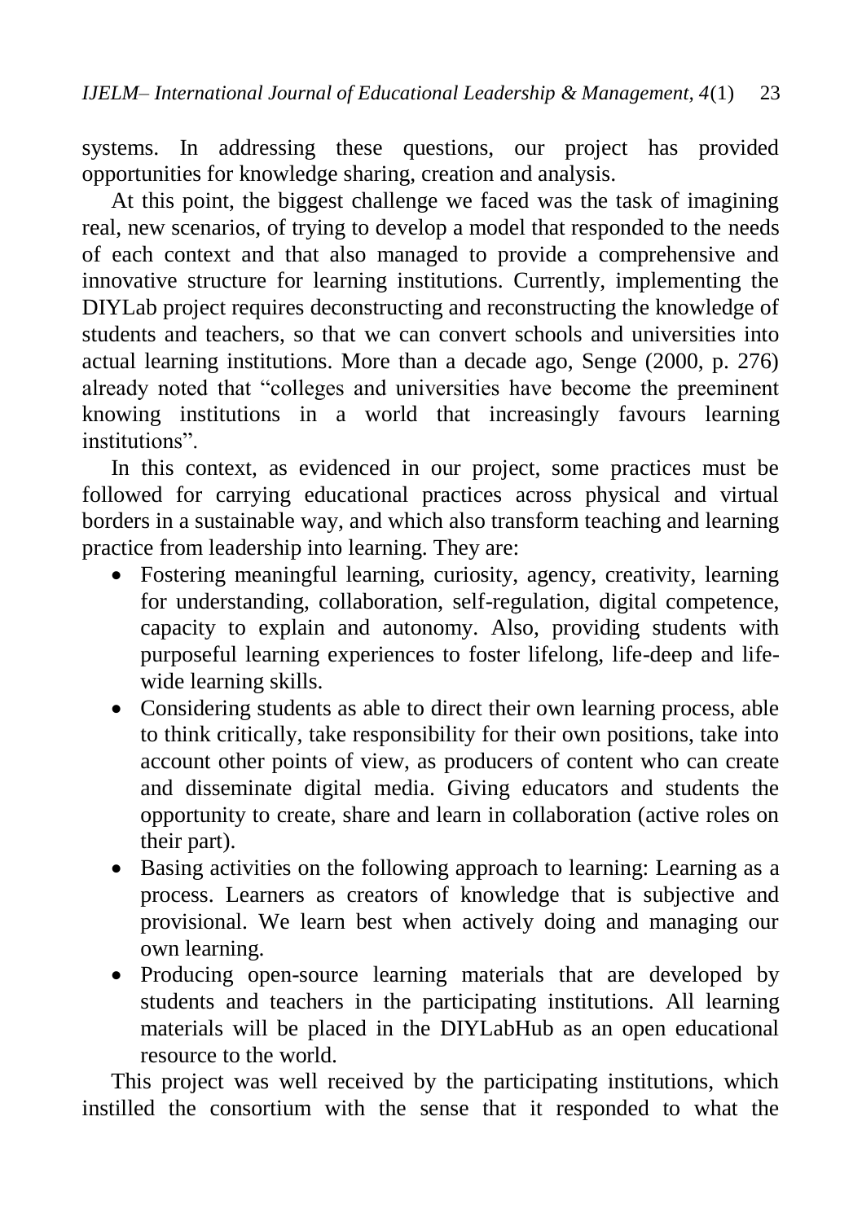systems. In addressing these questions, our project has provided opportunities for knowledge sharing, creation and analysis.

At this point, the biggest challenge we faced was the task of imagining real, new scenarios, of trying to develop a model that responded to the needs of each context and that also managed to provide a comprehensive and innovative structure for learning institutions. Currently, implementing the DIYLab project requires deconstructing and reconstructing the knowledge of students and teachers, so that we can convert schools and universities into actual learning institutions. More than a decade ago, Senge (2000, p. 276) already noted that "colleges and universities have become the preeminent knowing institutions in a world that increasingly favours learning institutions".

In this context, as evidenced in our project, some practices must be followed for carrying educational practices across physical and virtual borders in a sustainable way, and which also transform teaching and learning practice from leadership into learning. They are:

- Fostering meaningful learning, curiosity, agency, creativity, learning for understanding, collaboration, self-regulation, digital competence, capacity to explain and autonomy. Also, providing students with purposeful learning experiences to foster lifelong, life-deep and life-wide learning skills.
- Considering students as able to direct their own learning process, able to think critically, take responsibility for their own positions, take into account other points of view, as producers of content who can create and disseminate digital media. Giving educators and students the opportunity to create, share and learn in collaboration (active roles on their part).
- Basing activities on the following approach to learning: Learning as a process. Learners as creators of knowledge that is subjective and provisional. We learn best when actively doing and managing our own learning.
- Producing open-source learning materials that are developed by students and teachers in the participating institutions. All learning materials will be placed in the DIYLabHub as an open educational resource to the world.

This project was well received by the participating institutions, which instilled the consortium with the sense that it responded to what the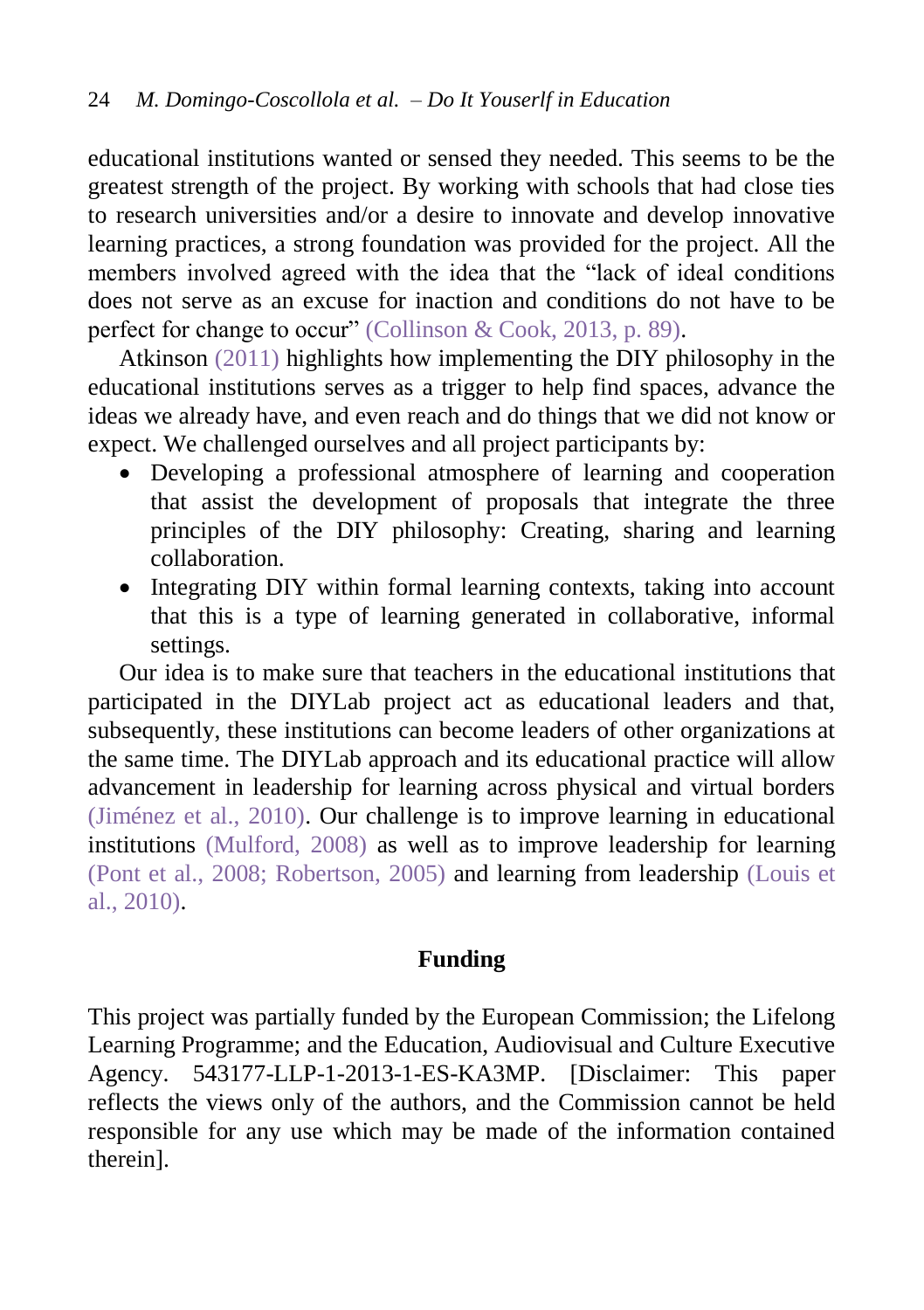educational institutions wanted or sensed they needed. This seems to be the greatest strength of the project. By working with schools that had close ties to research universities and/or a desire to innovate and develop innovative learning practices, a strong foundation was provided for the project. All the members involved agreed with the idea that the "lack of ideal conditions does not serve as an excuse for inaction and conditions do not have to be perfect for change to occur" (Collinson & Cook, 2013, p. 89).

Atkinson (2011) highlights how implementing the DIY philosophy in the educational institutions serves as a trigger to help find spaces, advance the ideas we already have, and even reach and do things that we did not know or expect. We challenged ourselves and all project participants by:

- Developing a professional atmosphere of learning and cooperation that assist the development of proposals that integrate the three principles of the DIY philosophy: Creating, sharing and learning collaboration.
- Integrating DIY within formal learning contexts, taking into account that this is a type of learning generated in collaborative, informal settings.

Our idea is to make sure that teachers in the educational institutions that participated in the DIYLab project act as educational leaders and that, subsequently, these institutions can become leaders of other organizations at the same time. The DIYLab approach and its educational practice will allow advancement in leadership for learning across physical and virtual borders (Jiménez et al., 2010). Our challenge is to improve learning in educational institutions (Mulford, 2008) as well as to improve leadership for learning (Pont et al., 2008; Robertson, 2005) and learning from leadership (Louis et al., 2010).

## Funding

This project was partially funded by the European Commission; the Lifelong Learning Programme; and the Education, Audiovisual and Culture Executive Agency. 543177-LLP-1-2013-1-ES-KA3MP. [Disclaimer: This paper reflects the views only of the authors, and the Commission cannot be held responsible for any use which may be made of the information contained therein].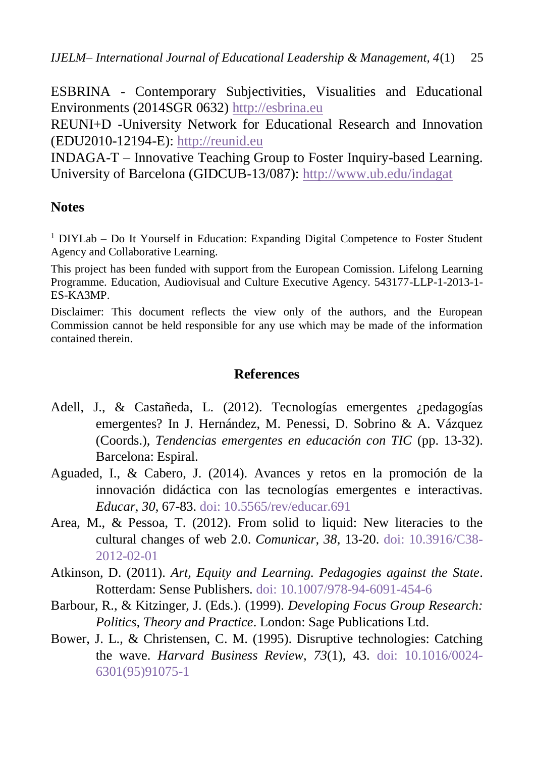ESBRINA - Contemporary Subjectivities, Visualities and Educational Environments (2014SGR 0632) http://esbrina.eu

REUNI+D -University Network for Educational Research and Innovation (EDU2010-12194-E): http://reunid.eu

INDAGA-T – Innovative Teaching Group to Foster Inquiry-based Learning. University of Barcelona (GIDCUB-13/087): http://www.ub.edu/indagat

## Notes

[1] DIYLab – Do It Yourself in Education: Expanding Digital Competence to Foster Student Agency and Collaborative Learning.

This project has been funded with support from the European Comission. Lifelong Learning Programme. Education, Audiovisual and Culture Executive Agency. 543177-LLP-1-2013-1-ES-KA3MP.

Disclaimer: This document reflects the view only of the authors, and the European Commission cannot be held responsible for any use which may be made of the information contained therein.

## References

Adell, J., & Castañeda, L. (2012). Tecnologías emergentes ¿pedagogías emergentes? In J. Hernández, M. Penessi, D. Sobrino & A. Vázquez (Coords.), *Tendencias emergentes en educación con TIC* (pp. 13-32). Barcelona: Espiral.

Aguaded, I., & Cabero, J. (2014). Avances y retos en la promoción de la innovación didáctica con las tecnologías emergentes e interactivas. *Educar*, *30*, 67-83. doi: 10.5565/rev/educar.691

Area, M., & Pessoa, T. (2012). From solid to liquid: New literacies to the cultural changes of web 2.0. *Comunicar, 38*, 13-20. doi: 10.3916/C38-2012-02-01

Atkinson, D. (2011). *Art, Equity and Learning. Pedagogies against the State*. Rotterdam: Sense Publishers. doi: 10.1007/978-94-6091-454-6

Barbour, R., & Kitzinger, J. (Eds.). (1999). *Developing Focus Group Research: Politics, Theory and Practice*. London: Sage Publications Ltd.

Bower, J. L., & Christensen, C. M. (1995). Disruptive technologies: Catching the wave. *Harvard Business Review*, *73*(1), 43. doi: 10.1016/0024-6301(95)91075-1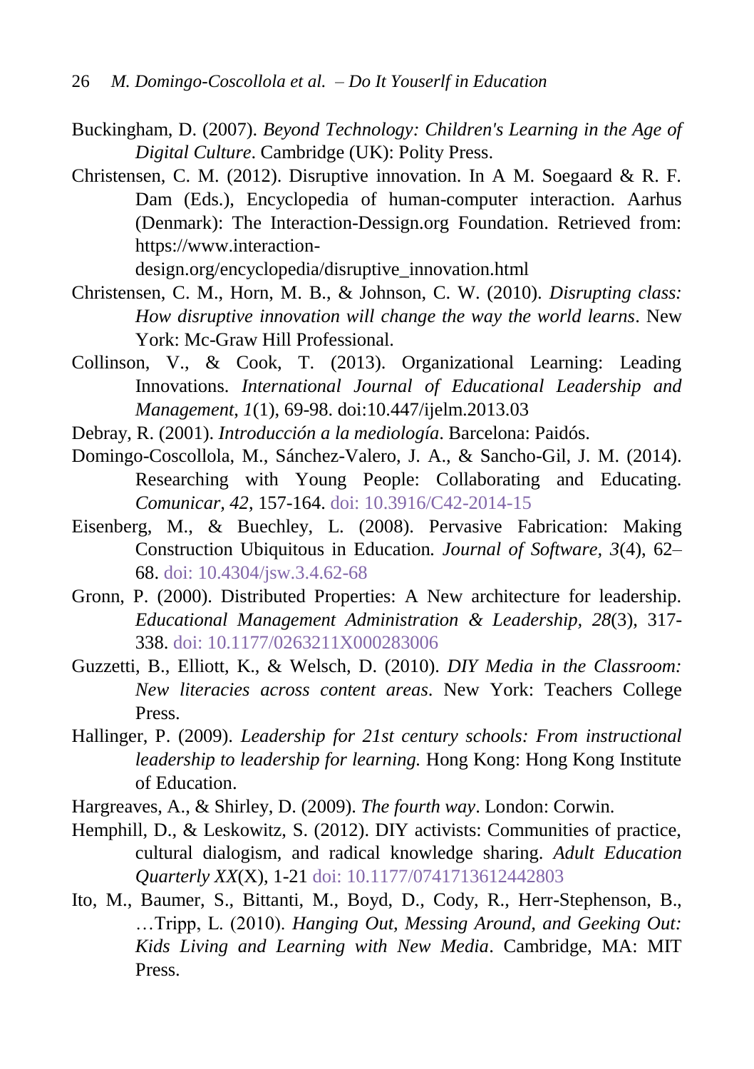Buckingham, D. (2007). *Beyond Technology: Children's Learning in the Age of Digital Culture*. Cambridge (UK): Polity Press.

Christensen, C. M. (2012). Disruptive innovation. In A M. Soegaard & R. F. Dam (Eds.), Encyclopedia of human-computer interaction. Aarhus (Denmark): The Interaction-Dessign.org Foundation. Retrieved from: https://www.interaction-design.org/encyclopedia/disruptive_innovation.html

Christensen, C. M., Horn, M. B., & Johnson, C. W. (2010). *Disrupting class: How disruptive innovation will change the way the world learns*. New York: Mc-Graw Hill Professional.

Collinson, V., & Cook, T. (2013). Organizational Learning: Leading Innovations. *International Journal of Educational Leadership and Management, 1*(1), 69-98. doi:10.447/ijelm.2013.03

Debray, R. (2001). *Introducción a la mediología*. Barcelona: Paidós.

Domingo-Coscollola, M., Sánchez-Valero, J. A., & Sancho-Gil, J. M. (2014). Researching with Young People: Collaborating and Educating. *Comunicar, 42*, 157-164. doi: 10.3916/C42-2014-15

Eisenberg, M., & Buechley, L. (2008). Pervasive Fabrication: Making Construction Ubiquitous in Education. *Journal of Software, 3*(4), 62–68. doi: 10.4304/jsw.3.4.62-68

Gronn, P. (2000). Distributed Properties: A New architecture for leadership. *Educational Management Administration & Leadership, 28*(3), 317-338. doi: 10.1177/0263211X000283006

Guzzetti, B., Elliott, K., & Welsch, D. (2010). *DIY Media in the Classroom: New literacies across content areas*. New York: Teachers College Press.

Hallinger, P. (2009). *Leadership for 21st century schools: From instructional leadership to leadership for learning.* Hong Kong: Hong Kong Institute of Education.

Hargreaves, A., & Shirley, D. (2009). *The fourth way*. London: Corwin.

Hemphill, D., & Leskowitz, S. (2012). DIY activists: Communities of practice, cultural dialogism, and radical knowledge sharing. *Adult Education Quarterly XX*(X), 1-21 doi: 10.1177/0741713612442803

Ito, M., Baumer, S., Bittanti, M., Boyd, D., Cody, R., Herr-Stephenson, B., …Tripp, L. (2010). *Hanging Out, Messing Around, and Geeking Out: Kids Living and Learning with New Media*. Cambridge, MA: MIT Press.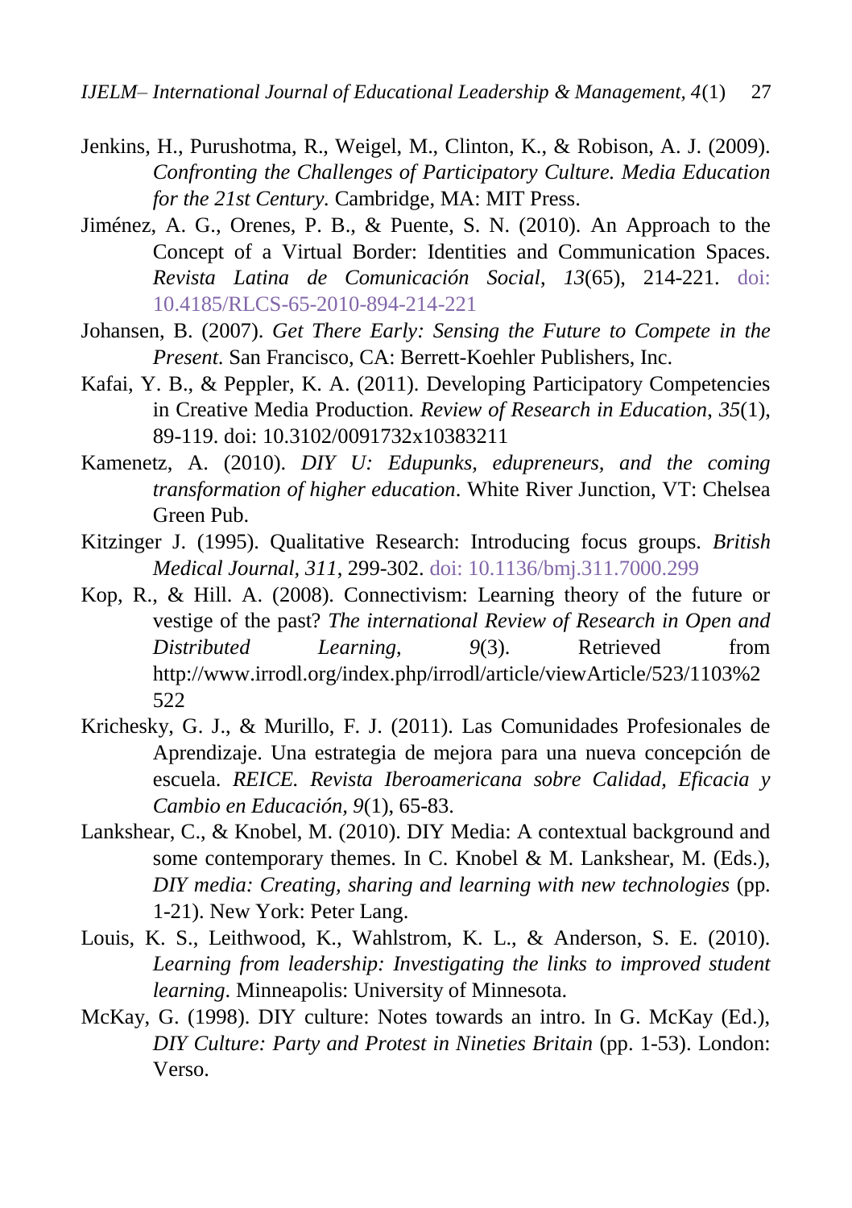Jenkins, H., Purushotma, R., Weigel, M., Clinton, K., & Robison, A. J. (2009). *Confronting the Challenges of Participatory Culture. Media Education for the 21st Century.* Cambridge, MA: MIT Press.

Jiménez, A. G., Orenes, P. B., & Puente, S. N. (2010). An Approach to the Concept of a Virtual Border: Identities and Communication Spaces. *Revista Latina de Comunicación Social*, *13*(65), 214-221. doi: 10.4185/RLCS-65-2010-894-214-221

Johansen, B. (2007). *Get There Early: Sensing the Future to Compete in the Present.* San Francisco, CA: Berrett-Koehler Publishers, Inc.

Kafai, Y. B., & Peppler, K. A. (2011). Developing Participatory Competencies in Creative Media Production. *Review of Research in Education*, *35*(1), 89-119. doi: 10.3102/0091732x10383211

Kamenetz, A. (2010). *DIY U: Edupunks, edupreneurs, and the coming transformation of higher education*. White River Junction, VT: Chelsea Green Pub.

Kitzinger J. (1995). Qualitative Research: Introducing focus groups. *British Medical Journal, 311*, 299-302. doi: 10.1136/bmj.311.7000.299

Kop, R., & Hill. A. (2008). Connectivism: Learning theory of the future or vestige of the past? *The international Review of Research in Open and Distributed Learning*, *9*(3). Retrieved from http://www.irrodl.org/index.php/irrodl/article/viewArticle/523/1103%2522

Krichesky, G. J., & Murillo, F. J. (2011). Las Comunidades Profesionales de Aprendizaje. Una estrategia de mejora para una nueva concepción de escuela. *REICE. Revista Iberoamericana sobre Calidad, Eficacia y Cambio en Educación, 9*(1), 65-83.

Lankshear, C., & Knobel, M. (2010). DIY Media: A contextual background and some contemporary themes. In C. Knobel & M. Lankshear, M. (Eds.), *DIY media: Creating, sharing and learning with new technologies* (pp. 1-21). New York: Peter Lang.

Louis, K. S., Leithwood, K., Wahlstrom, K. L., & Anderson, S. E. (2010). *Learning from leadership: Investigating the links to improved student learning*. Minneapolis: University of Minnesota.

McKay, G. (1998). DIY culture: Notes towards an intro. In G. McKay (Ed.), *DIY Culture: Party and Protest in Nineties Britain* (pp. 1-53). London: Verso.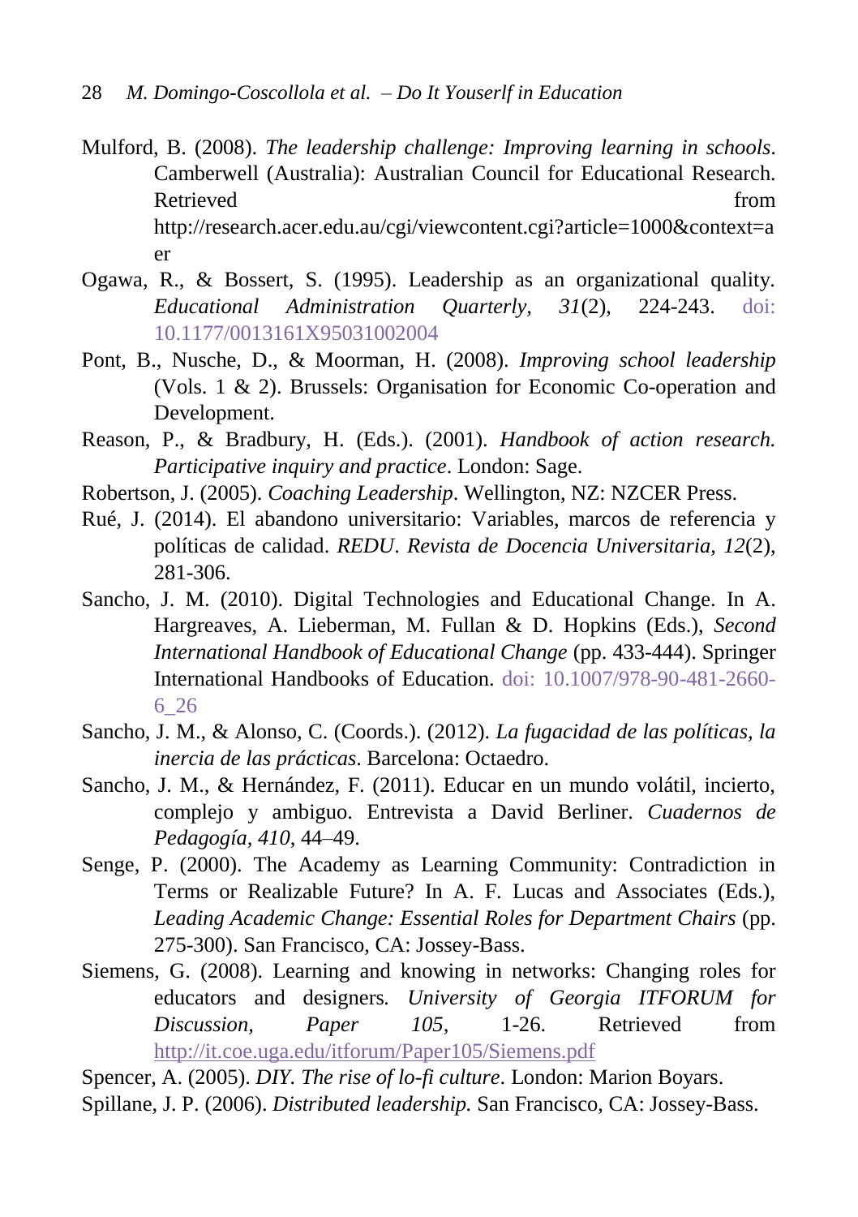Mulford, B. (2008). *The leadership challenge: Improving learning in schools*. Camberwell (Australia): Australian Council for Educational Research. Retrieved from http://research.acer.edu.au/cgi/viewcontent.cgi?article=1000&context=aer

Ogawa, R., & Bossert, S. (1995). Leadership as an organizational quality. *Educational Administration Quarterly*, *31*(2), 224-243. doi: 10.1177/0013161X95031002004

Pont, B., Nusche, D., & Moorman, H. (2008). *Improving school leadership* (Vols. 1 & 2). Brussels: Organisation for Economic Co-operation and Development.

Reason, P., & Bradbury, H. (Eds.). (2001). *Handbook of action research. Participative inquiry and practice*. London: Sage.

Robertson, J. (2005). *Coaching Leadership*. Wellington, NZ: NZCER Press.

Rué, J. (2014). El abandono universitario: Variables, marcos de referencia y políticas de calidad. *REDU*. *Revista de Docencia Universitaria, 12*(2), 281-306.

Sancho, J. M. (2010). Digital Technologies and Educational Change. In A. Hargreaves, A. Lieberman, M. Fullan & D. Hopkins (Eds.), *Second International Handbook of Educational Change* (pp. 433-444). Springer International Handbooks of Education. doi: 10.1007/978-90-481-2660-6_26

Sancho, J. M., & Alonso, C. (Coords.). (2012). *La fugacidad de las políticas, la inercia de las prácticas*. Barcelona: Octaedro.

Sancho, J. M., & Hernández, F. (2011). Educar en un mundo volátil, incierto, complejo y ambiguo. Entrevista a David Berliner. *Cuadernos de Pedagogía*, *410*, 44–49.

Senge, P. (2000). The Academy as Learning Community: Contradiction in Terms or Realizable Future? In A. F. Lucas and Associates (Eds.), *Leading Academic Change: Essential Roles for Department Chairs* (pp. 275-300). San Francisco, CA: Jossey-Bass.

Siemens, G. (2008). Learning and knowing in networks: Changing roles for educators and designers*.* *University of Georgia ITFORUM for Discussion*, *Paper 105*, 1-26. Retrieved from http://it.coe.uga.edu/itforum/Paper105/Siemens.pdf

Spencer, A. (2005). *DIY. The rise of lo-fi culture*. London: Marion Boyars.

Spillane, J. P. (2006). *Distributed leadership.* San Francisco, CA: Jossey-Bass.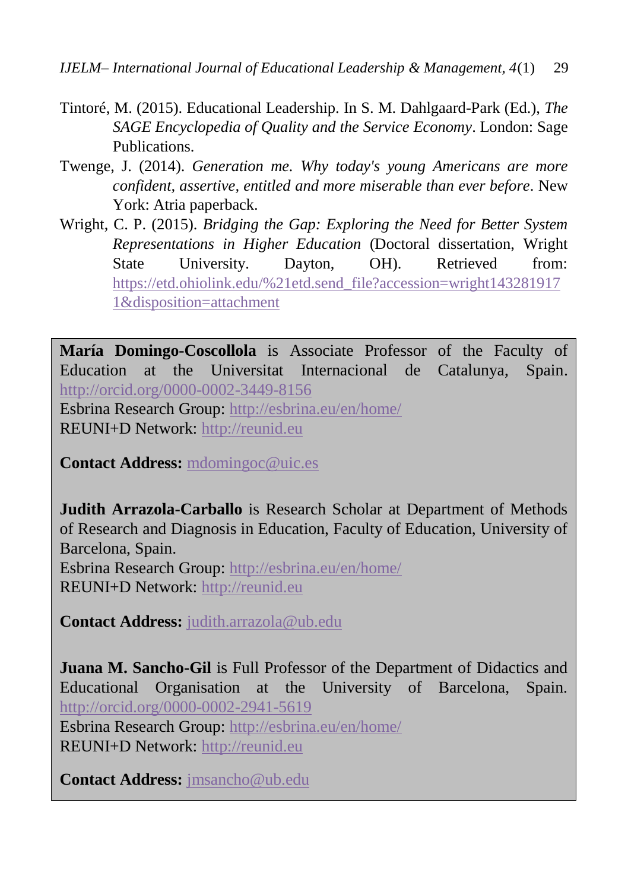Tintoré, M. (2015). Educational Leadership. In S. M. Dahlgaard-Park (Ed.), *The SAGE Encyclopedia of Quality and the Service Economy*. London: Sage Publications.

Twenge, J. (2014). *Generation me. Why today's young Americans are more confident, assertive, entitled and more miserable than ever before*. New York: Atria paperback.

Wright, C. P. (2015). *Bridging the Gap: Exploring the Need for Better System Representations in Higher Education* (Doctoral dissertation, Wright State University. Dayton, OH). Retrieved from: https://etd.ohiolink.edu/%21etd.send_file?accession=wright1432819171&disposition=attachment

**María Domingo-Coscollola** is Associate Professor of the Faculty of Education at the Universitat Internacional de Catalunya, Spain. http://orcid.org/0000-0002-3449-8156
Esbrina Research Group: http://esbrina.eu/en/home/
REUNI+D Network: http://reunid.eu

**Contact Address:** mdomingoc@uic.es

**Judith Arrazola-Carballo** is Research Scholar at Department of Methods of Research and Diagnosis in Education, Faculty of Education, University of Barcelona, Spain.
Esbrina Research Group: http://esbrina.eu/en/home/
REUNI+D Network: http://reunid.eu

**Contact Address:** judith.arrazola@ub.edu

**Juana M. Sancho-Gil** is Full Professor of the Department of Didactics and Educational Organisation at the University of Barcelona, Spain. http://orcid.org/0000-0002-2941-5619
Esbrina Research Group: http://esbrina.eu/en/home/
REUNI+D Network: http://reunid.eu

**Contact Address:** jmsancho@ub.edu